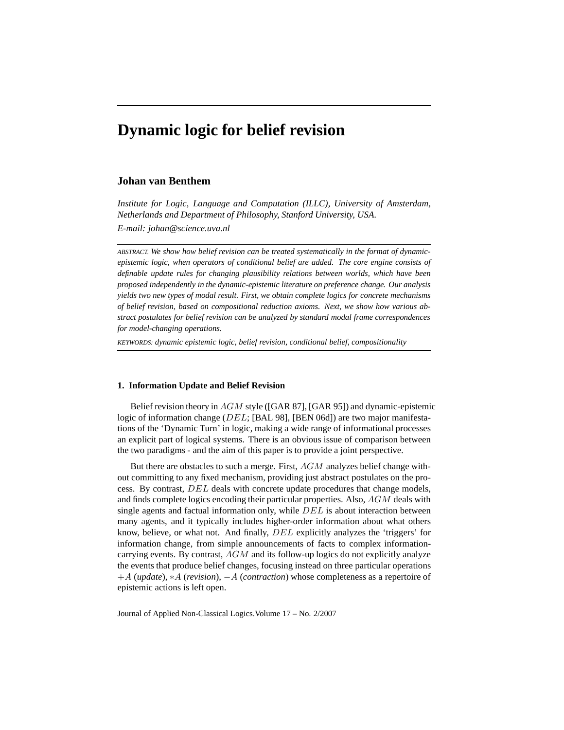# Dynamic logic for belief revision

**Johan van Benthem**

*Institute for Logic, Language and Computation (ILLC), University of Amsterdam, Netherlands and Department of Philosophy, Stanford University, USA.*

*E-mail: johan@science.uva.nl*

ABSTRACT. *We show how belief revision can be treated systematically in the format of dynamic-epistemic logic, when operators of conditional belief are added. The core engine consists of definable update rules for changing plausibility relations between worlds, which have been proposed independently in the dynamic-epistemic literature on preference change. Our analysis yields two new types of modal result. First, we obtain complete logics for concrete mechanisms of belief revision, based on compositional reduction axioms. Next, we show how various abstract postulates for belief revision can be analyzed by standard modal frame correspondences for model-changing operations.*

KEYWORDS: *dynamic epistemic logic, belief revision, conditional belief, compositionality*

## 1. Information Update and Belief Revision

Belief revision theory in $AGM$ style ([GAR 87], [GAR 95]) and dynamic-epistemic logic of information change ($DEL$; [BAL 98], [BEN 06d]) are two major manifestations of the 'Dynamic Turn' in logic, making a wide range of informational processes an explicit part of logical systems. There is an obvious issue of comparison between the two paradigms - and the aim of this paper is to provide a joint perspective.

But there are obstacles to such a merge. First, $AGM$ analyzes belief change without committing to any fixed mechanism, providing just abstract postulates on the process. By contrast, $DEL$ deals with concrete update procedures that change models, and finds complete logics encoding their particular properties. Also, $AGM$ deals with single agents and factual information only, while $DEL$ is about interaction between many agents, and it typically includes higher-order information about what others know, believe, or what not. And finally, $DEL$ explicitly analyzes the 'triggers' for information change, from simple announcements of facts to complex information-carrying events. By contrast, $AGM$ and its follow-up logics do not explicitly analyze the events that produce belief changes, focusing instead on three particular operations $+A$ (*update*), $*A$ (*revision*), $-A$ (*contraction*) whose completeness as a repertoire of epistemic actions is left open.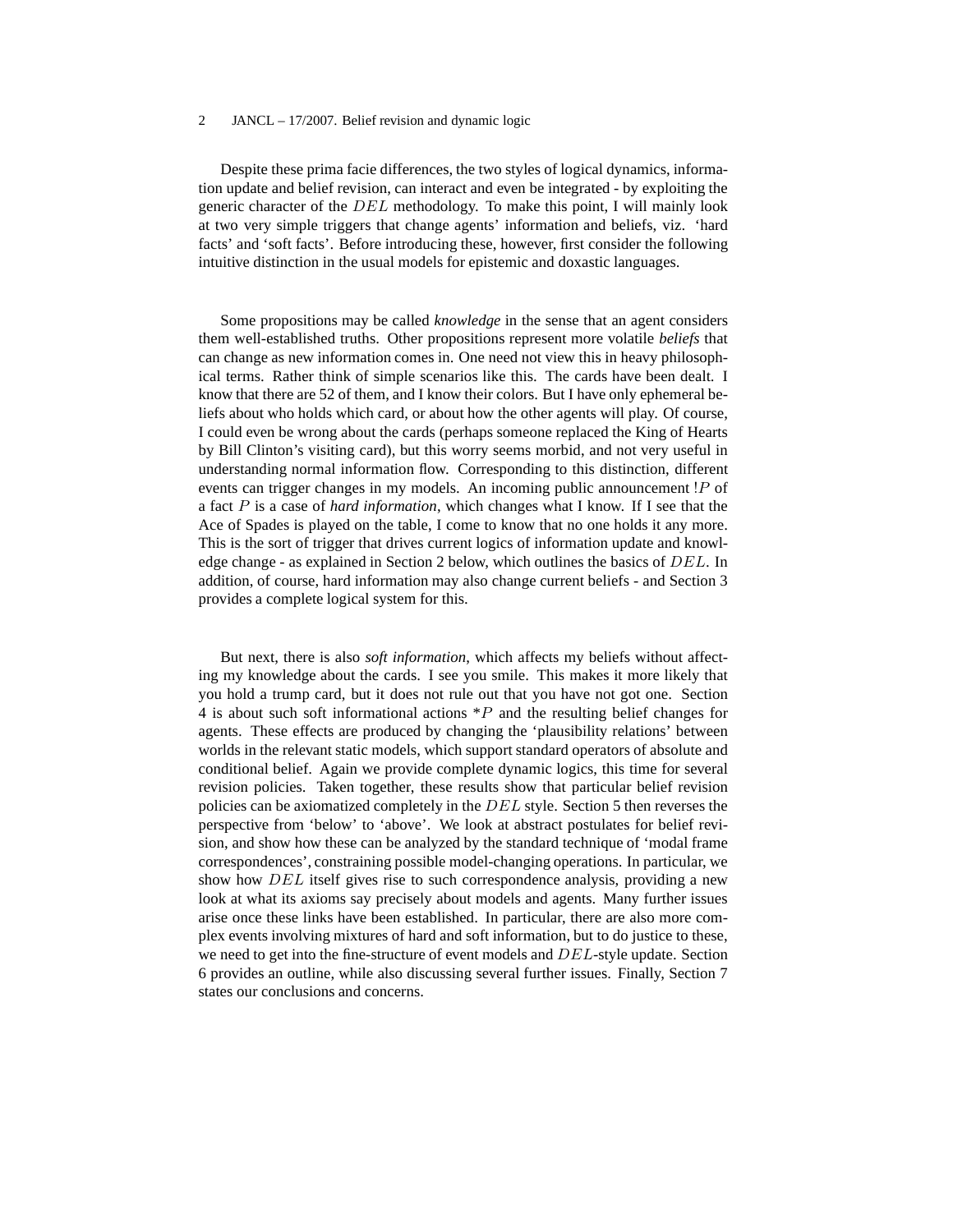Despite these prima facie differences, the two styles of logical dynamics, information update and belief revision, can interact and even be integrated - by exploiting the generic character of the $DEL$ methodology. To make this point, I will mainly look at two very simple triggers that change agents' information and beliefs, viz. 'hard facts' and 'soft facts'. Before introducing these, however, first consider the following intuitive distinction in the usual models for epistemic and doxastic languages.

Some propositions may be called *knowledge* in the sense that an agent considers them well-established truths. Other propositions represent more volatile *beliefs* that can change as new information comes in. One need not view this in heavy philosophical terms. Rather think of simple scenarios like this. The cards have been dealt. I know that there are 52 of them, and I know their colors. But I have only ephemeral beliefs about who holds which card, or about how the other agents will play. Of course, I could even be wrong about the cards (perhaps someone replaced the King of Hearts by Bill Clinton's visiting card), but this worry seems morbid, and not very useful in understanding normal information flow. Corresponding to this distinction, different events can trigger changes in my models. An incoming public announcement $!P$ of a fact $P$ is a case of *hard information*, which changes what I know. If I see that the Ace of Spades is played on the table, I come to know that no one holds it any more. This is the sort of trigger that drives current logics of information update and knowledge change - as explained in Section 2 below, which outlines the basics of $DEL$. In addition, of course, hard information may also change current beliefs - and Section 3 provides a complete logical system for this.

But next, there is also *soft information*, which affects my beliefs without affecting my knowledge about the cards. I see you smile. This makes it more likely that you hold a trump card, but it does not rule out that you have not got one. Section 4 is about such soft informational actions $*P$ and the resulting belief changes for agents. These effects are produced by changing the 'plausibility relations' between worlds in the relevant static models, which support standard operators of absolute and conditional belief. Again we provide complete dynamic logics, this time for several revision policies. Taken together, these results show that particular belief revision policies can be axiomatized completely in the $DEL$ style. Section 5 then reverses the perspective from 'below' to 'above'. We look at abstract postulates for belief revision, and show how these can be analyzed by the standard technique of 'modal frame correspondences', constraining possible model-changing operations. In particular, we show how $DEL$ itself gives rise to such correspondence analysis, providing a new look at what its axioms say precisely about models and agents. Many further issues arise once these links have been established. In particular, there are also more complex events involving mixtures of hard and soft information, but to do justice to these, we need to get into the fine-structure of event models and $DEL$-style update. Section 6 provides an outline, while also discussing several further issues. Finally, Section 7 states our conclusions and concerns.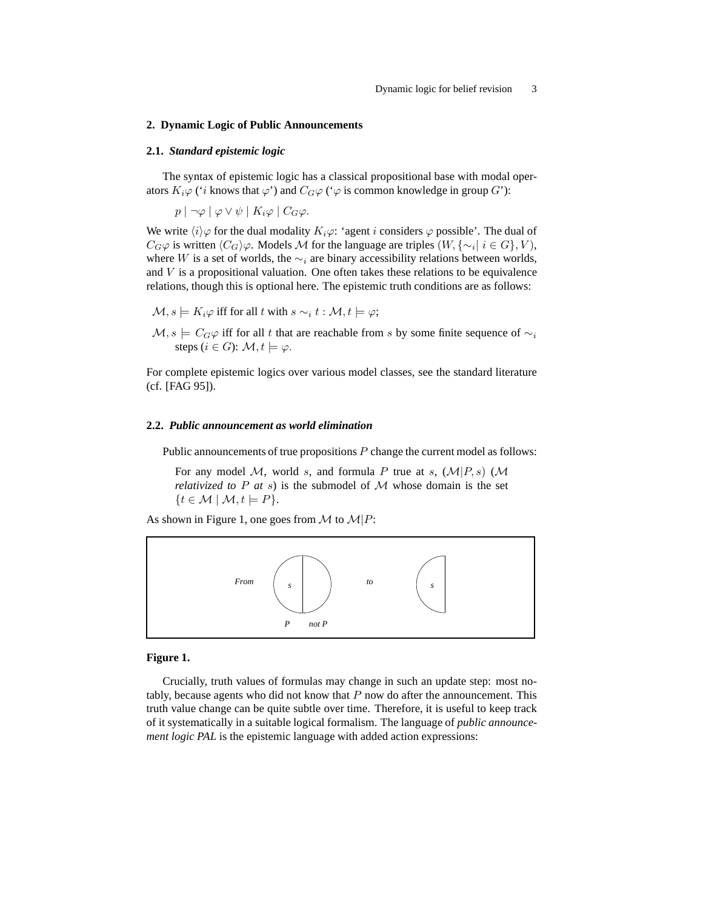## 2. Dynamic Logic of Public Announcements

### 2.1. *Standard epistemic logic*

The syntax of epistemic logic has a classical propositional base with modal operators $K_i\varphi$ ('$i$ knows that $\varphi$') and $C_G\varphi$ ('$\varphi$ is common knowledge in group $G$'):

$$p \mid \neg\varphi \mid \varphi \vee \psi \mid K_i\varphi \mid C_G\varphi.$$

We write $\langle i\rangle\varphi$ for the dual modality $K_i\varphi$: 'agent $i$ considers $\varphi$ possible'. The dual of $C_G\varphi$ is written $\langle C_G\rangle\varphi$. Models $\mathcal{M}$ for the language are triples $(W, \{\sim_i \mid i \in G\}, V)$, where $W$ is a set of worlds, the $\sim_i$ are binary accessibility relations between worlds, and $V$ is a propositional valuation. One often takes these relations to be equivalence relations, though this is optional here. The epistemic truth conditions are as follows:

$\mathcal{M}, s \models K_i\varphi$ iff for all $t$ with $s \sim_i t : \mathcal{M}, t \models \varphi$;

$\mathcal{M}, s \models C_G\varphi$ iff for all $t$ that are reachable from $s$ by some finite sequence of $\sim_i$ steps ($i \in G$): $\mathcal{M}, t \models \varphi$.

For complete epistemic logics over various model classes, see the standard literature (cf. [FAG 95]).

### 2.2. *Public announcement as world elimination*

Public announcements of true propositions $P$ change the current model as follows:

For any model $\mathcal{M}$, world $s$, and formula $P$ true at $s$, $(\mathcal{M}|P, s)$ ($\mathcal{M}$ *relativized to* $P$ *at* $s$) is the submodel of $\mathcal{M}$ whose domain is the set $\{t \in \mathcal{M} \mid \mathcal{M}, t \models P\}$.

As shown in Figure 1, one goes from $\mathcal{M}$ to $\mathcal{M}|P$:

*From* [s | P, not P] *to* [s]

**Figure 1.**

Crucially, truth values of formulas may change in such an update step: most notably, because agents who did not know that $P$ now do after the announcement. This truth value change can be quite subtle over time. Therefore, it is useful to keep track of it systematically in a suitable logical formalism. The language of *public announcement logic PAL* is the epistemic language with added action expressions: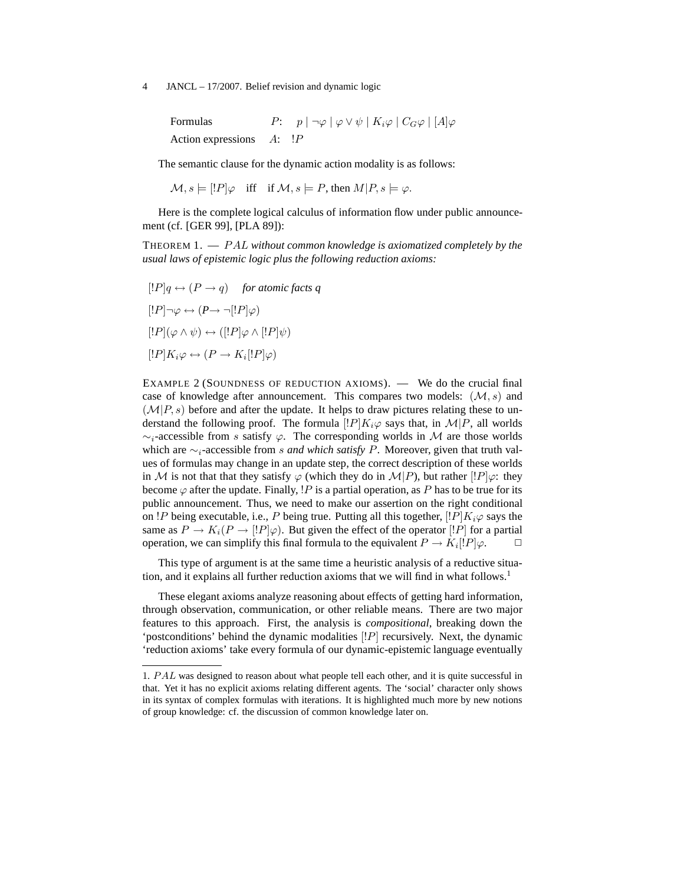| Formulas | $P$: $p \mid \neg\varphi \mid \varphi \vee \psi \mid K_i\varphi \mid C_G\varphi \mid [A]\varphi$ |
| --- | --- |
| Action expressions | $A$: $!P$ |

The semantic clause for the dynamic action modality is as follows:

$$\mathcal{M}, s \models [!P]\varphi \quad \text{iff} \quad \text{if } \mathcal{M}, s \models P, \text{ then } M|P, s \models \varphi.$$

Here is the complete logical calculus of information flow under public announcement (cf. [GER 99], [PLA 89]):

THEOREM 1. — *$PAL$ without common knowledge is axiomatized completely by the usual laws of epistemic logic plus the following reduction axioms:*

$[!P]q \leftrightarrow (P \to q)$ *for atomic facts q*

$[!P]\neg\varphi \leftrightarrow (P \to \neg[!P]\varphi)$

$[!P](\varphi \wedge \psi) \leftrightarrow ([!P]\varphi \wedge [!P]\psi)$

$[!P]K_i\varphi \leftrightarrow (P \to K_i[!P]\varphi)$

EXAMPLE 2 (SOUNDNESS OF REDUCTION AXIOMS). — We do the crucial final case of knowledge after announcement. This compares two models: $(\mathcal{M}, s)$ and $(\mathcal{M}|P, s)$ before and after the update. It helps to draw pictures relating these to understand the following proof. The formula $[!P]K_i\varphi$ says that, in $\mathcal{M}|P$, all worlds $\sim_i$-accessible from $s$ satisfy $\varphi$. The corresponding worlds in $\mathcal{M}$ are those worlds which are $\sim_i$-accessible from $s$ *and which satisfy* $P$. Moreover, given that truth values of formulas may change in an update step, the correct description of these worlds in $\mathcal{M}$ is not that that they satisfy $\varphi$ (which they do in $\mathcal{M}|P$), but rather $[!P]\varphi$: they become $\varphi$ after the update. Finally, $!P$ is a partial operation, as $P$ has to be true for its public announcement. Thus, we need to make our assertion on the right conditional on $!P$ being executable, i.e., $P$ being true. Putting all this together, $[!P]K_i\varphi$ says the same as $P \to K_i(P \to [!P]\varphi)$. But given the effect of the operator $[!P]$ for a partial operation, we can simplify this final formula to the equivalent $P \to K_i[!P]\varphi$. □

This type of argument is at the same time a heuristic analysis of a reductive situation, and it explains all further reduction axioms that we will find in what follows.[1]

These elegant axioms analyze reasoning about effects of getting hard information, through observation, communication, or other reliable means. There are two major features to this approach. First, the analysis is *compositional*, breaking down the 'postconditions' behind the dynamic modalities $[!P]$ recursively. Next, the dynamic 'reduction axioms' take every formula of our dynamic-epistemic language eventually

1. $PAL$ was designed to reason about what people tell each other, and it is quite successful in that. Yet it has no explicit axioms relating different agents. The 'social' character only shows in its syntax of complex formulas with iterations. It is highlighted much more by new notions of group knowledge: cf. the discussion of common knowledge later on.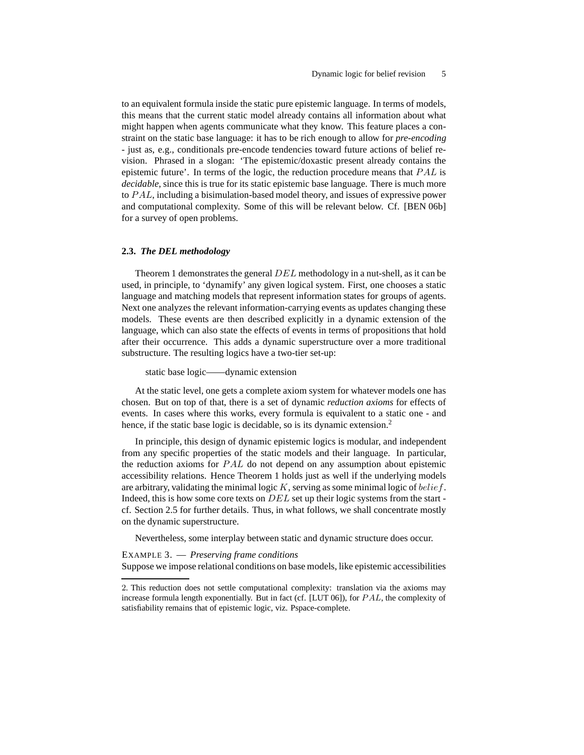to an equivalent formula inside the static pure epistemic language. In terms of models, this means that the current static model already contains all information about what might happen when agents communicate what they know. This feature places a constraint on the static base language: it has to be rich enough to allow for *pre-encoding* - just as, e.g., conditionals pre-encode tendencies toward future actions of belief revision. Phrased in a slogan: 'The epistemic/doxastic present already contains the epistemic future'. In terms of the logic, the reduction procedure means that $PAL$ is *decidable*, since this is true for its static epistemic base language. There is much more to $PAL$, including a bisimulation-based model theory, and issues of expressive power and computational complexity. Some of this will be relevant below. Cf. [BEN 06b] for a survey of open problems.

### 2.3. *The DEL methodology*

Theorem 1 demonstrates the general $DEL$ methodology in a nut-shell, as it can be used, in principle, to 'dynamify' any given logical system. First, one chooses a static language and matching models that represent information states for groups of agents. Next one analyzes the relevant information-carrying events as updates changing these models. These events are then described explicitly in a dynamic extension of the language, which can also state the effects of events in terms of propositions that hold after their occurrence. This adds a dynamic superstructure over a more traditional substructure. The resulting logics have a two-tier set-up:

static base logic——dynamic extension

At the static level, one gets a complete axiom system for whatever models one has chosen. But on top of that, there is a set of dynamic *reduction axioms* for effects of events. In cases where this works, every formula is equivalent to a static one - and hence, if the static base logic is decidable, so is its dynamic extension.[2]

In principle, this design of dynamic epistemic logics is modular, and independent from any specific properties of the static models and their language. In particular, the reduction axioms for $PAL$ do not depend on any assumption about epistemic accessibility relations. Hence Theorem 1 holds just as well if the underlying models are arbitrary, validating the minimal logic $K$, serving as some minimal logic of $belief$. Indeed, this is how some core texts on $DEL$ set up their logic systems from the start - cf. Section 2.5 for further details. Thus, in what follows, we shall concentrate mostly on the dynamic superstructure.

Nevertheless, some interplay between static and dynamic structure does occur.

EXAMPLE 3. — *Preserving frame conditions*
Suppose we impose relational conditions on base models, like epistemic accessibilities

---

2. This reduction does not settle computational complexity: translation via the axioms may increase formula length exponentially. But in fact (cf. [LUT 06]), for $PAL$, the complexity of satisfiability remains that of epistemic logic, viz. Pspace-complete.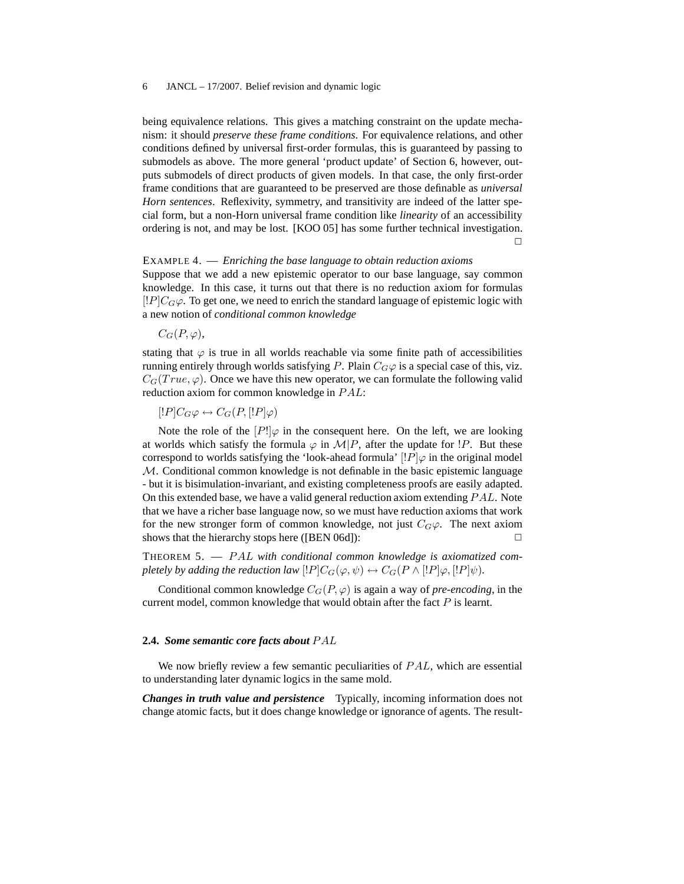being equivalence relations. This gives a matching constraint on the update mechanism: it should *preserve these frame conditions*. For equivalence relations, and other conditions defined by universal first-order formulas, this is guaranteed by passing to submodels as above. The more general 'product update' of Section 6, however, outputs submodels of direct products of given models. In that case, the only first-order frame conditions that are guaranteed to be preserved are those definable as *universal Horn sentences*. Reflexivity, symmetry, and transitivity are indeed of the latter special form, but a non-Horn universal frame condition like *linearity* of an accessibility ordering is not, and may be lost. [KOO 05] has some further technical investigation. □

EXAMPLE 4. — *Enriching the base language to obtain reduction axioms*
Suppose that we add a new epistemic operator to our base language, say common knowledge. In this case, it turns out that there is no reduction axiom for formulas $[!P]C_G\varphi$. To get one, we need to enrich the standard language of epistemic logic with a new notion of *conditional common knowledge*

$C_G(P, \varphi)$,

stating that $\varphi$ is true in all worlds reachable via some finite path of accessibilities running entirely through worlds satisfying $P$. Plain $C_G\varphi$ is a special case of this, viz. $C_G(True, \varphi)$. Once we have this new operator, we can formulate the following valid reduction axiom for common knowledge in $PAL$:

$[!P]C_G\varphi \leftrightarrow C_G(P, [!P]\varphi)$

Note the role of the $[P!]\varphi$ in the consequent here. On the left, we are looking at worlds which satisfy the formula $\varphi$ in $\mathcal{M}|P$, after the update for $!P$. But these correspond to worlds satisfying the 'look-ahead formula' $[!P]\varphi$ in the original model $\mathcal{M}$. Conditional common knowledge is not definable in the basic epistemic language - but it is bisimulation-invariant, and existing completeness proofs are easily adapted. On this extended base, we have a valid general reduction axiom extending $PAL$. Note that we have a richer base language now, so we must have reduction axioms that work for the new stronger form of common knowledge, not just $C_G\varphi$. The next axiom shows that the hierarchy stops here ([BEN 06d]): □

THEOREM 5. — *$PAL$ with conditional common knowledge is axiomatized completely by adding the reduction law $[!P]C_G(\varphi, \psi) \leftrightarrow C_G(P \wedge [!P]\varphi, [!P]\psi)$.*

Conditional common knowledge $C_G(P, \varphi)$ is again a way of *pre-encoding*, in the current model, common knowledge that would obtain after the fact $P$ is learnt.

### 2.4. *Some semantic core facts about $PAL$*

We now briefly review a few semantic peculiarities of $PAL$, which are essential to understanding later dynamic logics in the same mold.

***Changes in truth value and persistence*** Typically, incoming information does not change atomic facts, but it does change knowledge or ignorance of agents. The result-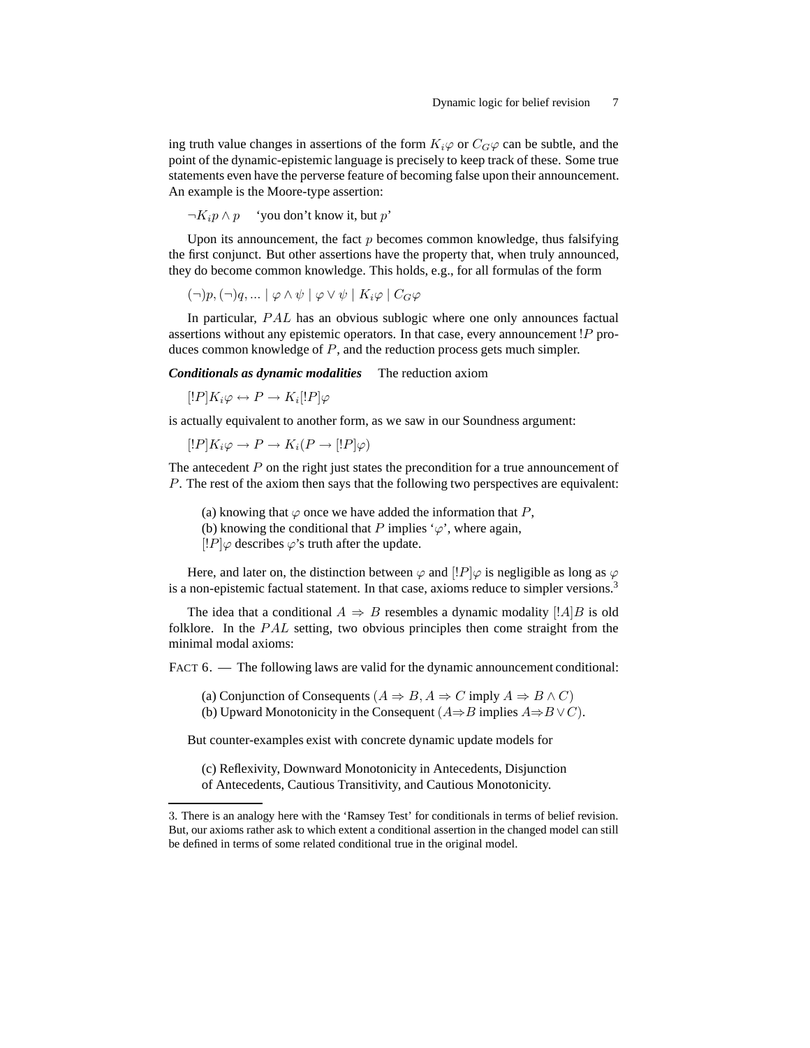ing truth value changes in assertions of the form $K_i\varphi$ or $C_G\varphi$ can be subtle, and the point of the dynamic-epistemic language is precisely to keep track of these. Some true statements even have the perverse feature of becoming false upon their announcement. An example is the Moore-type assertion:

$\neg K_i p \wedge p$ 'you don't know it, but $p$'

Upon its announcement, the fact $p$ becomes common knowledge, thus falsifying the first conjunct. But other assertions have the property that, when truly announced, they do become common knowledge. This holds, e.g., for all formulas of the form

$(\neg)p, (\neg)q, ... \mid \varphi \wedge \psi \mid \varphi \vee \psi \mid K_i\varphi \mid C_G\varphi$

In particular, $PAL$ has an obvious sublogic where one only announces factual assertions without any epistemic operators. In that case, every announcement $!P$ produces common knowledge of $P$, and the reduction process gets much simpler.

***Conditionals as dynamic modalities*** The reduction axiom

$[!P]K_i\varphi \leftrightarrow P \rightarrow K_i[!P]\varphi$

is actually equivalent to another form, as we saw in our Soundness argument:

$[!P]K_i\varphi \rightarrow P \rightarrow K_i(P \rightarrow [!P]\varphi)$

The antecedent $P$ on the right just states the precondition for a true announcement of $P$. The rest of the axiom then says that the following two perspectives are equivalent:

(a) knowing that $\varphi$ once we have added the information that $P$,
(b) knowing the conditional that $P$ implies '$\varphi$', where again,
$[!P]\varphi$ describes $\varphi$'s truth after the update.

Here, and later on, the distinction between $\varphi$ and $[!P]\varphi$ is negligible as long as $\varphi$ is a non-epistemic factual statement. In that case, axioms reduce to simpler versions.[3]

The idea that a conditional $A \Rightarrow B$ resembles a dynamic modality $[!A]B$ is old folklore. In the $PAL$ setting, two obvious principles then come straight from the minimal modal axioms:

FACT 6. — The following laws are valid for the dynamic announcement conditional:

(a) Conjunction of Consequents ($A \Rightarrow B, A \Rightarrow C$ imply $A \Rightarrow B \wedge C$)
(b) Upward Monotonicity in the Consequent ($A \Rightarrow B$ implies $A \Rightarrow B \vee C$).

But counter-examples exist with concrete dynamic update models for

(c) Reflexivity, Downward Monotonicity in Antecedents, Disjunction of Antecedents, Cautious Transitivity, and Cautious Monotonicity.

3. There is an analogy here with the 'Ramsey Test' for conditionals in terms of belief revision. But, our axioms rather ask to which extent a conditional assertion in the changed model can still be defined in terms of some related conditional true in the original model.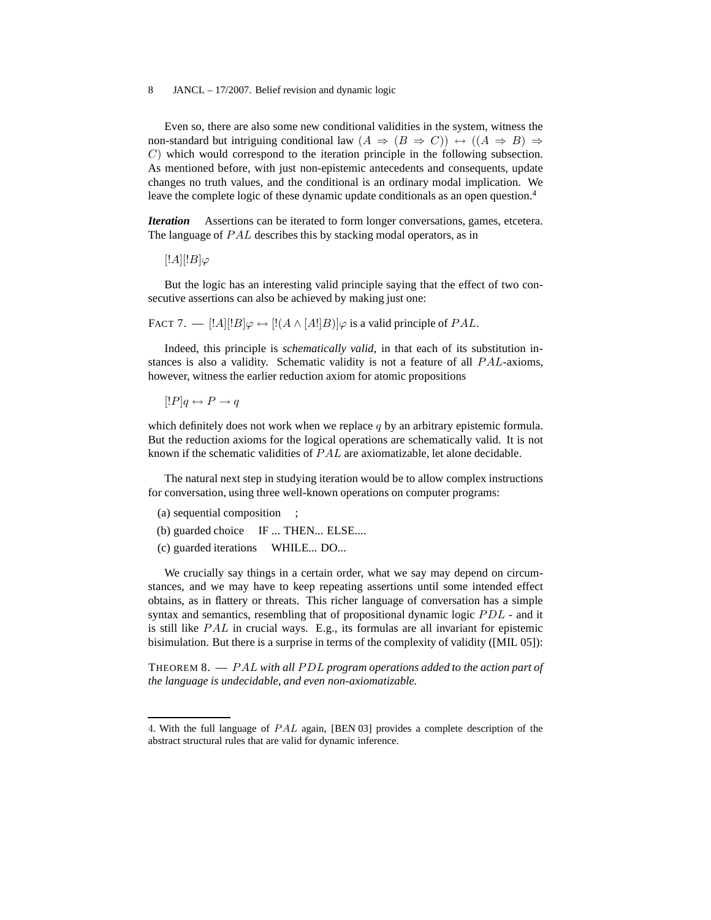Even so, there are also some new conditional validities in the system, witness the non-standard but intriguing conditional law $(A \Rightarrow (B \Rightarrow C)) \leftrightarrow ((A \Rightarrow B) \Rightarrow C)$ which would correspond to the iteration principle in the following subsection. As mentioned before, with just non-epistemic antecedents and consequents, update changes no truth values, and the conditional is an ordinary modal implication. We leave the complete logic of these dynamic update conditionals as an open question.[4]

***Iteration*** Assertions can be iterated to form longer conversations, games, etcetera. The language of $PAL$ describes this by stacking modal operators, as in

$$[!A][!B]\varphi$$

But the logic has an interesting valid principle saying that the effect of two consecutive assertions can also be achieved by making just one:

FACT 7. — $[!A][!B]\varphi \leftrightarrow [!(A \wedge [A!]B)]\varphi$ is a valid principle of $PAL$.

Indeed, this principle is *schematically valid*, in that each of its substitution instances is also a validity. Schematic validity is not a feature of all $PAL$-axioms, however, witness the earlier reduction axiom for atomic propositions

$$[!P]q \leftrightarrow P \rightarrow q$$

which definitely does not work when we replace $q$ by an arbitrary epistemic formula. But the reduction axioms for the logical operations are schematically valid. It is not known if the schematic validities of $PAL$ are axiomatizable, let alone decidable.

The natural next step in studying iteration would be to allow complex instructions for conversation, using three well-known operations on computer programs:

(a) sequential composition ;

(b) guarded choice IF ... THEN... ELSE....

(c) guarded iterations WHILE... DO...

We crucially say things in a certain order, what we say may depend on circumstances, and we may have to keep repeating assertions until some intended effect obtains, as in flattery or threats. This richer language of conversation has a simple syntax and semantics, resembling that of propositional dynamic logic $PDL$ - and it is still like $PAL$ in crucial ways. E.g., its formulas are all invariant for epistemic bisimulation. But there is a surprise in terms of the complexity of validity ([MIL 05]):

THEOREM 8. — *$PAL$ with all $PDL$ program operations added to the action part of the language is undecidable, and even non-axiomatizable.*

---

4. With the full language of $PAL$ again, [BEN 03] provides a complete description of the abstract structural rules that are valid for dynamic inference.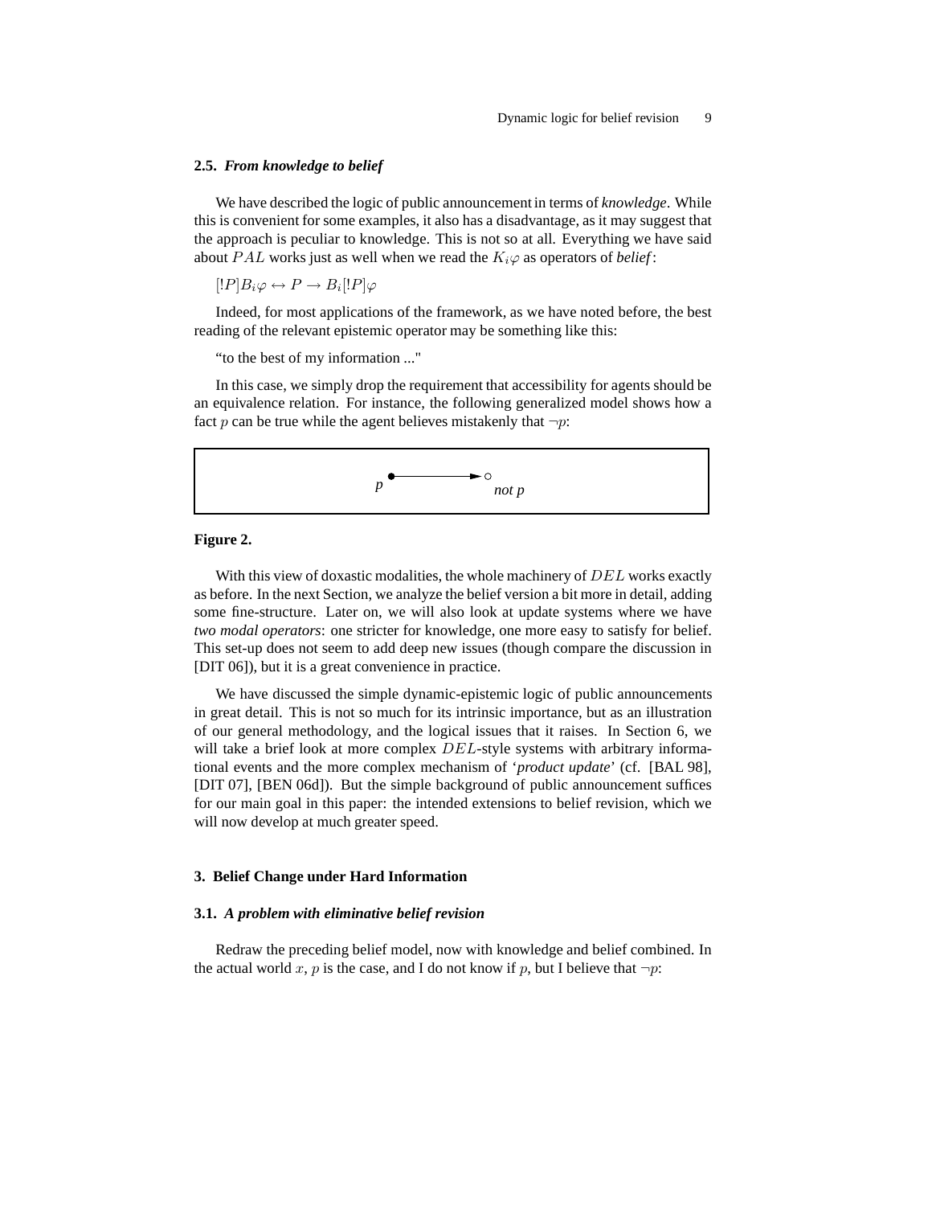### 2.5. *From knowledge to belief*

We have described the logic of public announcement in terms of *knowledge*. While this is convenient for some examples, it also has a disadvantage, as it may suggest that the approach is peculiar to knowledge. This is not so at all. Everything we have said about $PAL$ works just as well when we read the $K_i\varphi$ as operators of *belief*:

$[!P]B_i\varphi \leftrightarrow P \rightarrow B_i[!P]\varphi$

Indeed, for most applications of the framework, as we have noted before, the best reading of the relevant epistemic operator may be something like this:

"to the best of my information ..."

In this case, we simply drop the requirement that accessibility for agents should be an equivalence relation. For instance, the following generalized model shows how a fact $p$ can be true while the agent believes mistakenly that $\neg p$:

**Figure 2.**

With this view of doxastic modalities, the whole machinery of $DEL$ works exactly as before. In the next Section, we analyze the belief version a bit more in detail, adding some fine-structure. Later on, we will also look at update systems where we have *two modal operators*: one stricter for knowledge, one more easy to satisfy for belief. This set-up does not seem to add deep new issues (though compare the discussion in [DIT 06]), but it is a great convenience in practice.

We have discussed the simple dynamic-epistemic logic of public announcements in great detail. This is not so much for its intrinsic importance, but as an illustration of our general methodology, and the logical issues that it raises. In Section 6, we will take a brief look at more complex $DEL$-style systems with arbitrary informational events and the more complex mechanism of '*product update*' (cf. [BAL 98], [DIT 07], [BEN 06d]). But the simple background of public announcement suffices for our main goal in this paper: the intended extensions to belief revision, which we will now develop at much greater speed.

## 3. Belief Change under Hard Information

### 3.1. *A problem with eliminative belief revision*

Redraw the preceding belief model, now with knowledge and belief combined. In the actual world $x$, $p$ is the case, and I do not know if $p$, but I believe that $\neg p$: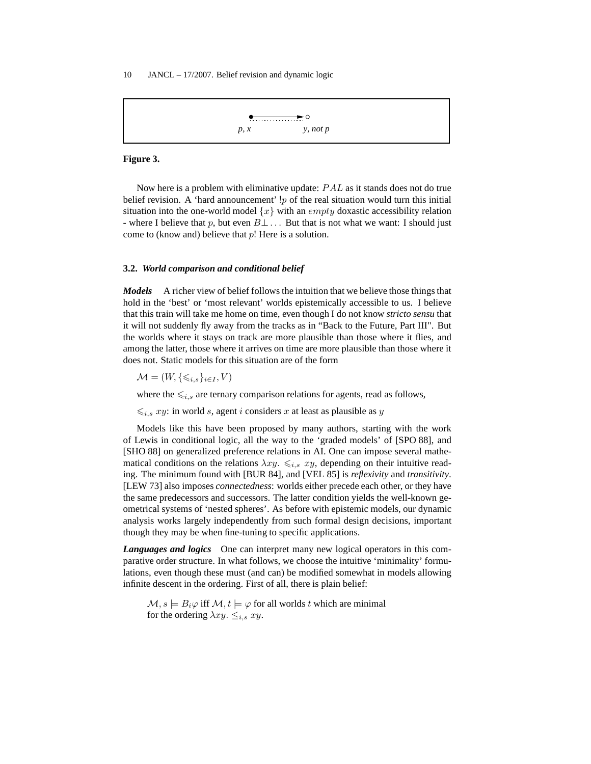p, x                                   y, not p

**Figure 3.**

Now here is a problem with eliminative update: $PAL$ as it stands does not do true belief revision. A 'hard announcement' $!p$ of the real situation would turn this initial situation into the one-world model $\{x\}$ with an $empty$ doxastic accessibility relation - where I believe that $p$, but even $B\bot\ldots$ But that is not what we want: I should just come to (know and) believe that $p$! Here is a solution.

### 3.2. *World comparison and conditional belief*

***Models*** A richer view of belief follows the intuition that we believe those things that hold in the 'best' or 'most relevant' worlds epistemically accessible to us. I believe that this train will take me home on time, even though I do not know *stricto sensu* that it will not suddenly fly away from the tracks as in "Back to the Future, Part III". But the worlds where it stays on track are more plausible than those where it flies, and among the latter, those where it arrives on time are more plausible than those where it does not. Static models for this situation are of the form

$\mathcal{M} = (W, \{\leqslant_{i,s}\}_{i\in I}, V)$

where the $\leqslant_{i,s}$ are ternary comparison relations for agents, read as follows,

$\leqslant_{i,s}\ xy$: in world $s$, agent $i$ considers $x$ at least as plausible as $y$

Models like this have been proposed by many authors, starting with the work of Lewis in conditional logic, all the way to the 'graded models' of [SPO 88], and [SHO 88] on generalized preference relations in AI. One can impose several mathematical conditions on the relations $\lambda xy.\ \leqslant_{i,s}\ xy$, depending on their intuitive reading. The minimum found with [BUR 84], and [VEL 85] is *reflexivity* and *transitivity*. [LEW 73] also imposes *connectedness*: worlds either precede each other, or they have the same predecessors and successors. The latter condition yields the well-known geometrical systems of 'nested spheres'. As before with epistemic models, our dynamic analysis works largely independently from such formal design decisions, important though they may be when fine-tuning to specific applications.

***Languages and logics*** One can interpret many new logical operators in this comparative order structure. In what follows, we choose the intuitive 'minimality' formulations, even though these must (and can) be modified somewhat in models allowing infinite descent in the ordering. First of all, there is plain belief:

$\mathcal{M}, s \models B_i\varphi$ iff $\mathcal{M}, t \models \varphi$ for all worlds $t$ which are minimal for the ordering $\lambda xy.\ \leq_{i,s}\ xy$.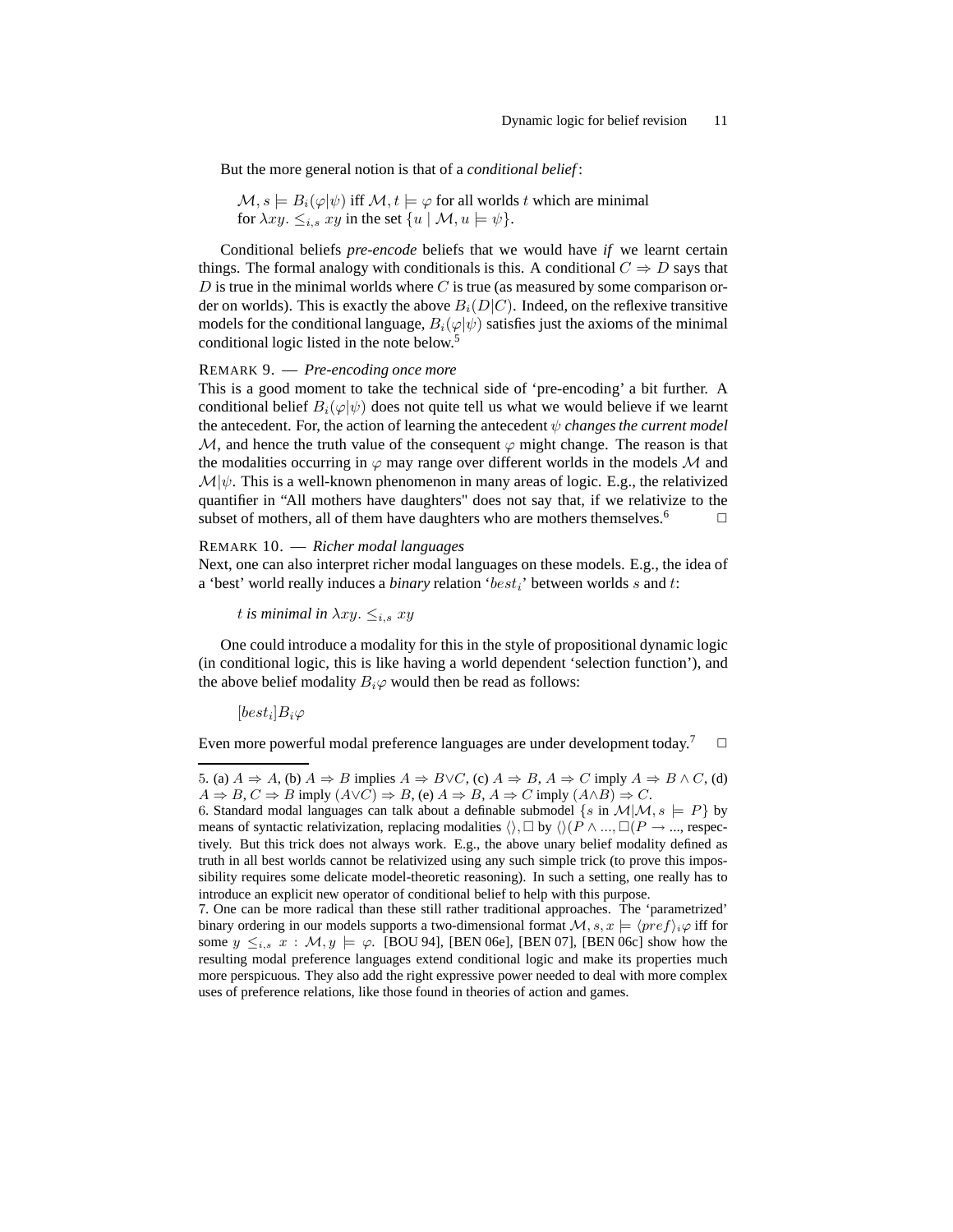But the more general notion is that of a *conditional belief*:

$\mathcal{M}, s \models B_i(\varphi|\psi)$ iff $\mathcal{M}, t \models \varphi$ for all worlds $t$ which are minimal for $\lambda xy. \leq_{i,s} xy$ in the set $\{u \mid \mathcal{M}, u \models \psi\}$.

Conditional beliefs *pre-encode* beliefs that we would have *if* we learnt certain things. The formal analogy with conditionals is this. A conditional $C \Rightarrow D$ says that $D$ is true in the minimal worlds where $C$ is true (as measured by some comparison order on worlds). This is exactly the above $B_i(D|C)$. Indeed, on the reflexive transitive models for the conditional language, $B_i(\varphi|\psi)$ satisfies just the axioms of the minimal conditional logic listed in the note below.[5]

REMARK 9. — *Pre-encoding once more*

This is a good moment to take the technical side of 'pre-encoding' a bit further. A conditional belief $B_i(\varphi|\psi)$ does not quite tell us what we would believe if we learnt the antecedent. For, the action of learning the antecedent $\psi$ *changes the current model* $\mathcal{M}$, and hence the truth value of the consequent $\varphi$ might change. The reason is that the modalities occurring in $\varphi$ may range over different worlds in the models $\mathcal{M}$ and $\mathcal{M}|\psi$. This is a well-known phenomenon in many areas of logic. E.g., the relativized quantifier in "All mothers have daughters" does not say that, if we relativize to the subset of mothers, all of them have daughters who are mothers themselves.[6] □

REMARK 10. — *Richer modal languages*

Next, one can also interpret richer modal languages on these models. E.g., the idea of a 'best' world really induces a *binary* relation '$best_i$' between worlds $s$ and $t$:

*$t$ is minimal in $\lambda xy. \leq_{i,s} xy$*

One could introduce a modality for this in the style of propositional dynamic logic (in conditional logic, this is like having a world dependent 'selection function'), and the above belief modality $B_i\varphi$ would then be read as follows:

$[best_i]B_i\varphi$

Even more powerful modal preference languages are under development today.[7] □

---

5. (a) $A \Rightarrow A$, (b) $A \Rightarrow B$ implies $A \Rightarrow B \vee C$, (c) $A \Rightarrow B$, $A \Rightarrow C$ imply $A \Rightarrow B \wedge C$, (d) $A \Rightarrow B$, $C \Rightarrow B$ imply $(A \vee C) \Rightarrow B$, (e) $A \Rightarrow B$, $A \Rightarrow C$ imply $(A \wedge B) \Rightarrow C$.

6. Standard modal languages can talk about a definable submodel $\{s$ in $\mathcal{M}|\mathcal{M}, s \models P\}$ by means of syntactic relativization, replacing modalities $\langle\rangle, \Box$ by $\langle\rangle(P \wedge ..., \Box(P \rightarrow ...$, respectively. But this trick does not always work. E.g., the above unary belief modality defined as truth in all best worlds cannot be relativized using any such simple trick (to prove this impossibility requires some delicate model-theoretic reasoning). In such a setting, one really has to introduce an explicit new operator of conditional belief to help with this purpose.

7. One can be more radical than these still rather traditional approaches. The 'parametrized' binary ordering in our models supports a two-dimensional format $\mathcal{M}, s, x \models \langle pref \rangle_i \varphi$ iff for some $y \leq_{i,s} x : \mathcal{M}, y \models \varphi$. [BOU 94], [BEN 06e], [BEN 07], [BEN 06c] show how the resulting modal preference languages extend conditional logic and make its properties much more perspicuous. They also add the right expressive power needed to deal with more complex uses of preference relations, like those found in theories of action and games.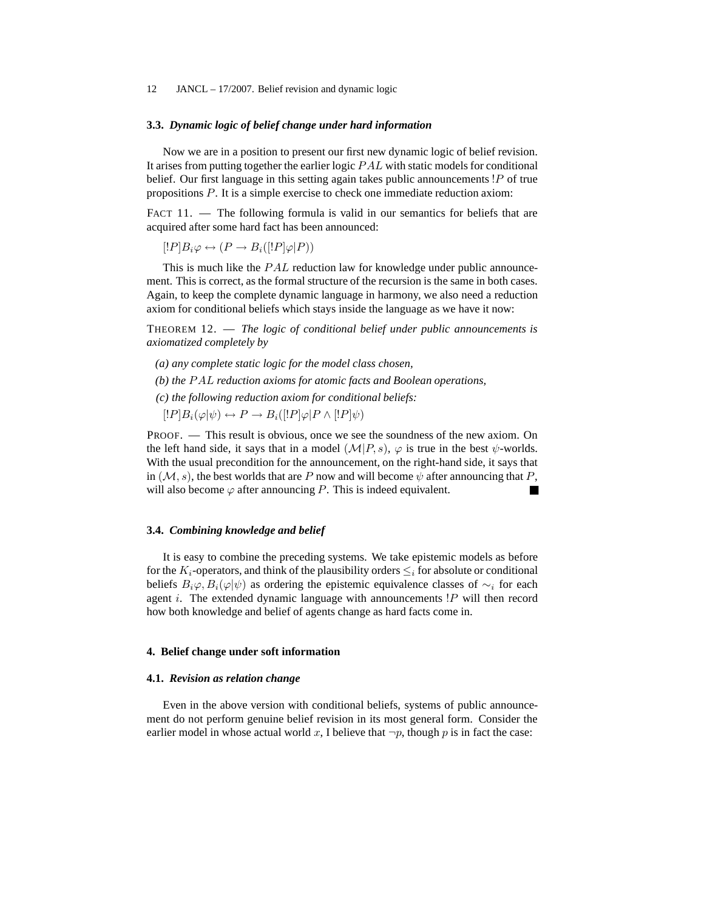### 3.3. *Dynamic logic of belief change under hard information*

Now we are in a position to present our first new dynamic logic of belief revision. It arises from putting together the earlier logic $PAL$ with static models for conditional belief. Our first language in this setting again takes public announcements $!P$ of true propositions $P$. It is a simple exercise to check one immediate reduction axiom:

FACT 11. — The following formula is valid in our semantics for beliefs that are acquired after some hard fact has been announced:

$[!P]B_i\varphi \leftrightarrow (P \rightarrow B_i([!P]\varphi|P))$

This is much like the $PAL$ reduction law for knowledge under public announcement. This is correct, as the formal structure of the recursion is the same in both cases. Again, to keep the complete dynamic language in harmony, we also need a reduction axiom for conditional beliefs which stays inside the language as we have it now:

THEOREM 12. — *The logic of conditional belief under public announcements is axiomatized completely by*

*(a) any complete static logic for the model class chosen,*

*(b) the $PAL$ reduction axioms for atomic facts and Boolean operations,*

*(c) the following reduction axiom for conditional beliefs:*

$[!P]B_i(\varphi|\psi) \leftrightarrow P \rightarrow B_i([!P]\varphi|P \wedge [!P]\psi)$

PROOF. — This result is obvious, once we see the soundness of the new axiom. On the left hand side, it says that in a model $(\mathcal{M}|P, s)$, $\varphi$ is true in the best $\psi$-worlds. With the usual precondition for the announcement, on the right-hand side, it says that in $(\mathcal{M}, s)$, the best worlds that are $P$ now and will become $\psi$ after announcing that $P$, will also become $\varphi$ after announcing $P$. This is indeed equivalent. ■

### 3.4. *Combining knowledge and belief*

It is easy to combine the preceding systems. We take epistemic models as before for the $K_i$-operators, and think of the plausibility orders $\leq_i$ for absolute or conditional beliefs $B_i\varphi, B_i(\varphi|\psi)$ as ordering the epistemic equivalence classes of $\sim_i$ for each agent $i$. The extended dynamic language with announcements $!P$ will then record how both knowledge and belief of agents change as hard facts come in.

## 4. Belief change under soft information

### 4.1. *Revision as relation change*

Even in the above version with conditional beliefs, systems of public announcement do not perform genuine belief revision in its most general form. Consider the earlier model in whose actual world $x$, I believe that $\neg p$, though $p$ is in fact the case: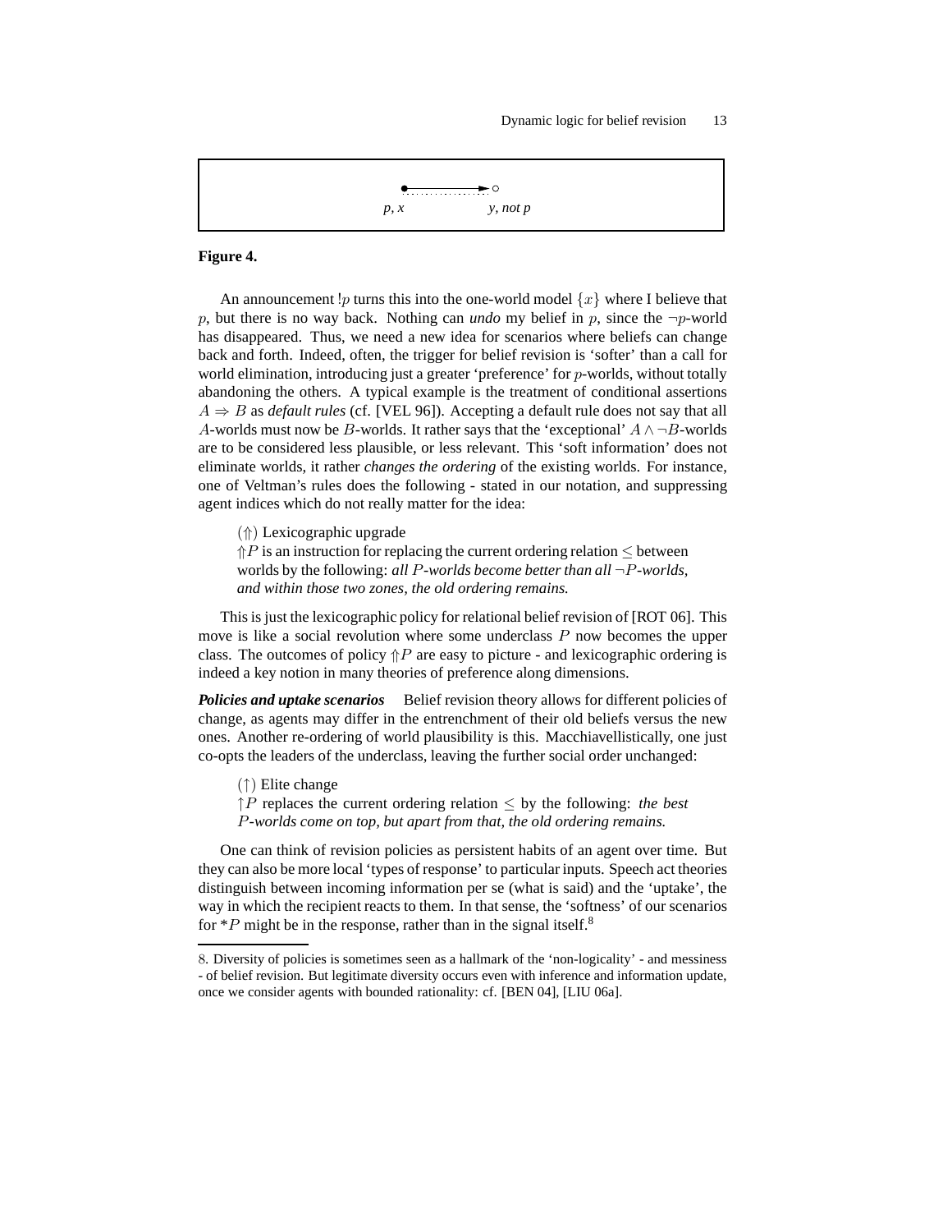p, x          y, not p

**Figure 4.**

An announcement $!p$ turns this into the one-world model $\{x\}$ where I believe that $p$, but there is no way back. Nothing can *undo* my belief in $p$, since the $\neg p$-world has disappeared. Thus, we need a new idea for scenarios where beliefs can change back and forth. Indeed, often, the trigger for belief revision is 'softer' than a call for world elimination, introducing just a greater 'preference' for $p$-worlds, without totally abandoning the others. A typical example is the treatment of conditional assertions $A \Rightarrow B$ as *default rules* (cf. [VEL 96]). Accepting a default rule does not say that all $A$-worlds must now be $B$-worlds. It rather says that the 'exceptional' $A \wedge \neg B$-worlds are to be considered less plausible, or less relevant. This 'soft information' does not eliminate worlds, it rather *changes the ordering* of the existing worlds. For instance, one of Veltman's rules does the following - stated in our notation, and suppressing agent indices which do not really matter for the idea:

($\Uparrow$) Lexicographic upgrade
$\Uparrow P$ is an instruction for replacing the current ordering relation $\leq$ between worlds by the following: *all $P$-worlds become better than all $\neg P$-worlds, and within those two zones, the old ordering remains.*

This is just the lexicographic policy for relational belief revision of [ROT 06]. This move is like a social revolution where some underclass $P$ now becomes the upper class. The outcomes of policy $\Uparrow P$ are easy to picture - and lexicographic ordering is indeed a key notion in many theories of preference along dimensions.

***Policies and uptake scenarios*** Belief revision theory allows for different policies of change, as agents may differ in the entrenchment of their old beliefs versus the new ones. Another re-ordering of world plausibility is this. Macchiavellistically, one just co-opts the leaders of the underclass, leaving the further social order unchanged:

($\uparrow$) Elite change
$\uparrow P$ replaces the current ordering relation $\leq$ by the following: *the best $P$-worlds come on top, but apart from that, the old ordering remains.*

One can think of revision policies as persistent habits of an agent over time. But they can also be more local 'types of response' to particular inputs. Speech act theories distinguish between incoming information per se (what is said) and the 'uptake', the way in which the recipient reacts to them. In that sense, the 'softness' of our scenarios for $*P$ might be in the response, rather than in the signal itself.[8]

8. Diversity of policies is sometimes seen as a hallmark of the 'non-logicality' - and messiness - of belief revision. But legitimate diversity occurs even with inference and information update, once we consider agents with bounded rationality: cf. [BEN 04], [LIU 06a].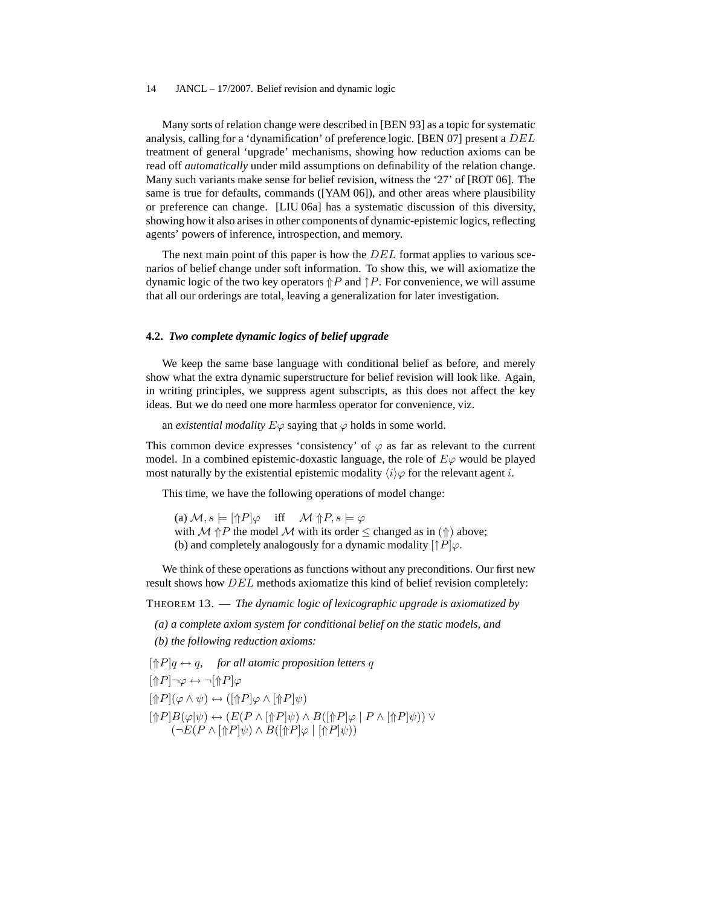Many sorts of relation change were described in [BEN 93] as a topic for systematic analysis, calling for a 'dynamification' of preference logic. [BEN 07] present a $DEL$ treatment of general 'upgrade' mechanisms, showing how reduction axioms can be read off *automatically* under mild assumptions on definability of the relation change. Many such variants make sense for belief revision, witness the '27' of [ROT 06]. The same is true for defaults, commands ([YAM 06]), and other areas where plausibility or preference can change. [LIU 06a] has a systematic discussion of this diversity, showing how it also arises in other components of dynamic-epistemic logics, reflecting agents' powers of inference, introspection, and memory.

The next main point of this paper is how the $DEL$ format applies to various scenarios of belief change under soft information. To show this, we will axiomatize the dynamic logic of the two key operators $\Uparrow P$ and $\uparrow P$. For convenience, we will assume that all our orderings are total, leaving a generalization for later investigation.

### 4.2. *Two complete dynamic logics of belief upgrade*

We keep the same base language with conditional belief as before, and merely show what the extra dynamic superstructure for belief revision will look like. Again, in writing principles, we suppress agent subscripts, as this does not affect the key ideas. But we do need one more harmless operator for convenience, viz.

an *existential modality* $E\varphi$ saying that $\varphi$ holds in some world.

This common device expresses 'consistency' of $\varphi$ as far as relevant to the current model. In a combined epistemic-doxastic language, the role of $E\varphi$ would be played most naturally by the existential epistemic modality $\langle i \rangle \varphi$ for the relevant agent $i$.

This time, we have the following operations of model change:

(a) $\mathcal{M}, s \models [\Uparrow P]\varphi$ iff $\mathcal{M} \Uparrow P, s \models \varphi$
with $\mathcal{M} \Uparrow P$ the model $\mathcal{M}$ with its order $\leq$ changed as in $(\Uparrow)$ above;
(b) and completely analogously for a dynamic modality $[\uparrow P]\varphi$.

We think of these operations as functions without any preconditions. Our first new result shows how $DEL$ methods axiomatize this kind of belief revision completely:

THEOREM 13. — *The dynamic logic of lexicographic upgrade is axiomatized by*

*(a) a complete axiom system for conditional belief on the static models, and*

*(b) the following reduction axioms:*

$[\Uparrow P]q \leftrightarrow q$, *for all atomic proposition letters* $q$

$[\Uparrow P]\neg\varphi \leftrightarrow \neg[\Uparrow P]\varphi$

$[\Uparrow P](\varphi \wedge \psi) \leftrightarrow ([\Uparrow P]\varphi \wedge [\Uparrow P]\psi)$

$$[\Uparrow P]B(\varphi|\psi) \leftrightarrow (E(P \wedge [\Uparrow P]\psi) \wedge B([\Uparrow P]\varphi \mid P \wedge [\Uparrow P]\psi)) \vee (\neg E(P \wedge [\Uparrow P]\psi) \wedge B([\Uparrow P]\varphi \mid [\Uparrow P]\psi))$$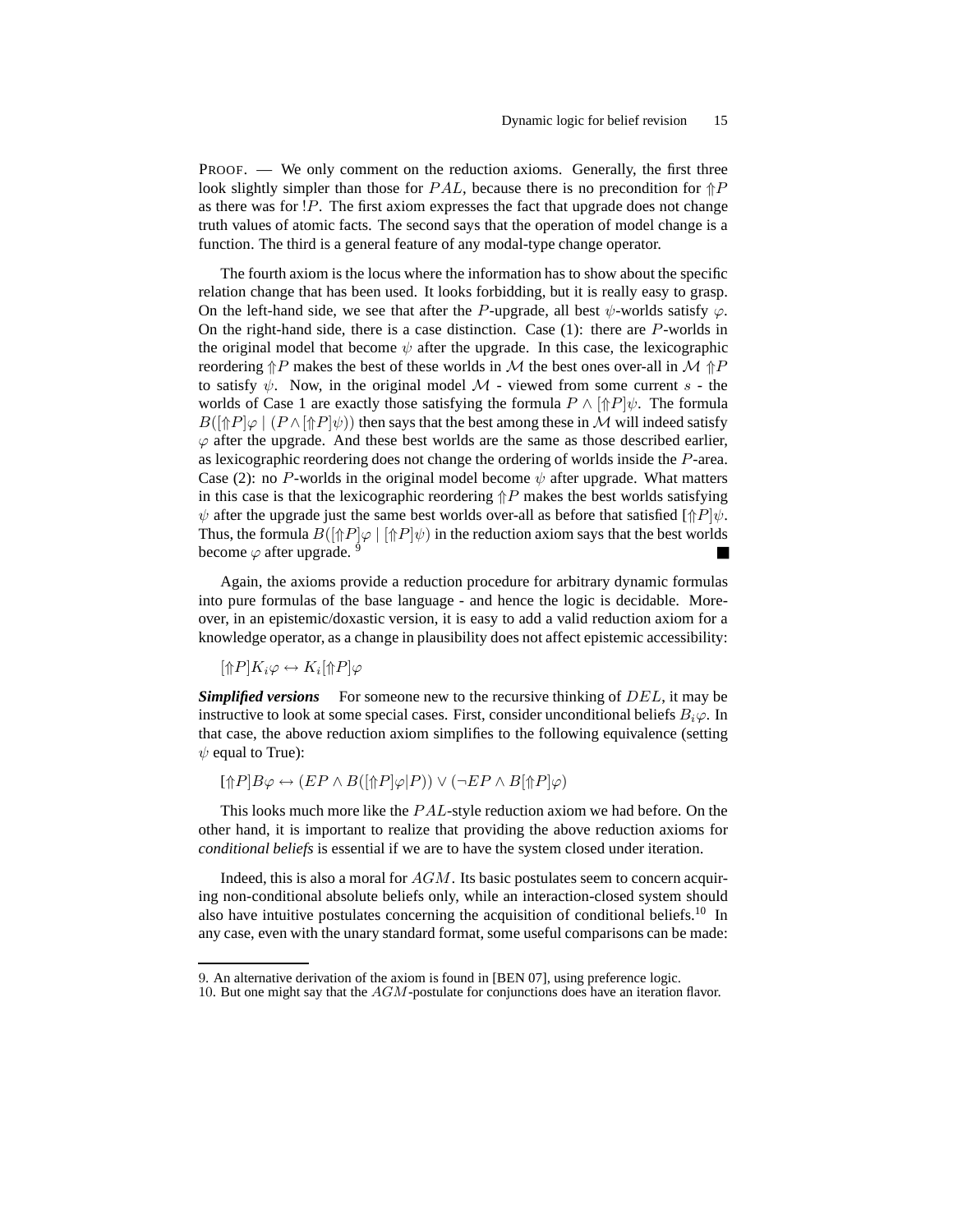PROOF. — We only comment on the reduction axioms. Generally, the first three look slightly simpler than those for $PAL$, because there is no precondition for $\Uparrow P$ as there was for $!P$. The first axiom expresses the fact that upgrade does not change truth values of atomic facts. The second says that the operation of model change is a function. The third is a general feature of any modal-type change operator.

The fourth axiom is the locus where the information has to show about the specific relation change that has been used. It looks forbidding, but it is really easy to grasp. On the left-hand side, we see that after the $P$-upgrade, all best $\psi$-worlds satisfy $\varphi$. On the right-hand side, there is a case distinction. Case (1): there are $P$-worlds in the original model that become $\psi$ after the upgrade. In this case, the lexicographic reordering $\Uparrow P$ makes the best of these worlds in $\mathcal{M}$ the best ones over-all in $\mathcal{M} \Uparrow P$ to satisfy $\psi$. Now, in the original model $\mathcal{M}$ - viewed from some current $s$ - the worlds of Case 1 are exactly those satisfying the formula $P \wedge [\Uparrow P]\psi$. The formula $B([\Uparrow P]\varphi \mid (P \wedge [\Uparrow P]\psi))$ then says that the best among these in $\mathcal{M}$ will indeed satisfy $\varphi$ after the upgrade. And these best worlds are the same as those described earlier, as lexicographic reordering does not change the ordering of worlds inside the $P$-area. Case (2): no $P$-worlds in the original model become $\psi$ after upgrade. What matters in this case is that the lexicographic reordering $\Uparrow P$ makes the best worlds satisfying $\psi$ after the upgrade just the same best worlds over-all as before that satisfied $[\Uparrow P]\psi$. Thus, the formula $B([\Uparrow P]\varphi \mid [\Uparrow P]\psi)$ in the reduction axiom says that the best worlds become $\varphi$ after upgrade. [9] ■

Again, the axioms provide a reduction procedure for arbitrary dynamic formulas into pure formulas of the base language - and hence the logic is decidable. Moreover, in an epistemic/doxastic version, it is easy to add a valid reduction axiom for a knowledge operator, as a change in plausibility does not affect epistemic accessibility:

$$[\Uparrow P]K_i\varphi \leftrightarrow K_i[\Uparrow P]\varphi$$

***Simplified versions*** For someone new to the recursive thinking of $DEL$, it may be instructive to look at some special cases. First, consider unconditional beliefs $B_i\varphi$. In that case, the above reduction axiom simplifies to the following equivalence (setting $\psi$ equal to True):

$$[\Uparrow P]B\varphi \leftrightarrow (EP \wedge B([\Uparrow P]\varphi|P)) \vee (\neg EP \wedge B[\Uparrow P]\varphi)$$

This looks much more like the $PAL$-style reduction axiom we had before. On the other hand, it is important to realize that providing the above reduction axioms for *conditional beliefs* is essential if we are to have the system closed under iteration.

Indeed, this is also a moral for $AGM$. Its basic postulates seem to concern acquiring non-conditional absolute beliefs only, while an interaction-closed system should also have intuitive postulates concerning the acquisition of conditional beliefs.[10] In any case, even with the unary standard format, some useful comparisons can be made:

---

9. An alternative derivation of the axiom is found in [BEN 07], using preference logic.

10. But one might say that the $AGM$-postulate for conjunctions does have an iteration flavor.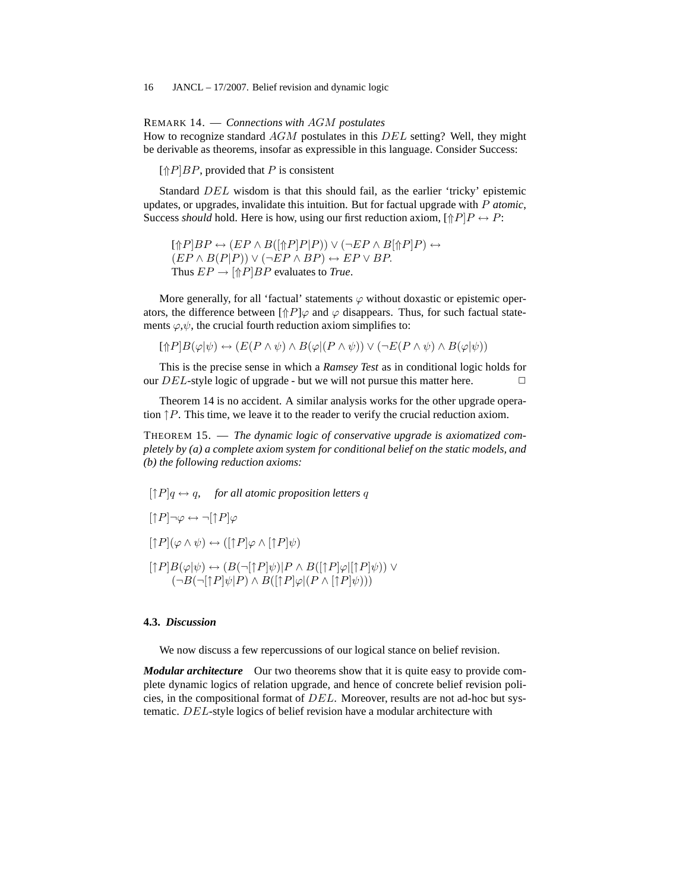REMARK 14. — *Connections with $AGM$ postulates*
How to recognize standard $AGM$ postulates in this $DEL$ setting? Well, they might be derivable as theorems, insofar as expressible in this language. Consider Success:

$[\Uparrow P]BP$, provided that $P$ is consistent

Standard $DEL$ wisdom is that this should fail, as the earlier 'tricky' epistemic updates, or upgrades, invalidate this intuition. But for factual upgrade with $P$ *atomic*, Success *should* hold. Here is how, using our first reduction axiom, $[\Uparrow P]P \leftrightarrow P$:

$[\Uparrow P]BP \leftrightarrow (EP \wedge B([\Uparrow P]P|P)) \vee (\neg EP \wedge B[\Uparrow P]P) \leftrightarrow$
$(EP \wedge B(P|P)) \vee (\neg EP \wedge BP) \leftrightarrow EP \vee BP.$
Thus $EP \to [\Uparrow P]BP$ evaluates to *True*.

More generally, for all 'factual' statements $\varphi$ without doxastic or epistemic operators, the difference between $[\Uparrow P]\varphi$ and $\varphi$ disappears. Thus, for such factual statements $\varphi$,$\psi$, the crucial fourth reduction axiom simplifies to:

$[\Uparrow P]B(\varphi|\psi) \leftrightarrow (E(P \wedge \psi) \wedge B(\varphi|(P \wedge \psi)) \vee (\neg E(P \wedge \psi) \wedge B(\varphi|\psi))$

This is the precise sense in which a *Ramsey Test* as in conditional logic holds for our $DEL$-style logic of upgrade - but we will not pursue this matter here. □

Theorem 14 is no accident. A similar analysis works for the other upgrade operation $\uparrow P$. This time, we leave it to the reader to verify the crucial reduction axiom.

THEOREM 15. — *The dynamic logic of conservative upgrade is axiomatized completely by (a) a complete axiom system for conditional belief on the static models, and (b) the following reduction axioms:*

$[\uparrow P]q \leftrightarrow q,$ *for all atomic proposition letters $q$*

$[\uparrow P]\neg\varphi \leftrightarrow \neg[\uparrow P]\varphi$

$[\uparrow P](\varphi \wedge \psi) \leftrightarrow ([\uparrow P]\varphi \wedge [\uparrow P]\psi)$

$[\uparrow P]B(\varphi|\psi) \leftrightarrow (B(\neg[\uparrow P]\psi)|P \wedge B([\uparrow P]\varphi|[\uparrow P]\psi)) \vee$
$(\neg B(\neg[\uparrow P]\psi|P) \wedge B([\uparrow P]\varphi|(P \wedge [\uparrow P]\psi)))$

### 4.3. *Discussion*

We now discuss a few repercussions of our logical stance on belief revision.

***Modular architecture*** Our two theorems show that it is quite easy to provide complete dynamic logics of relation upgrade, and hence of concrete belief revision policies, in the compositional format of $DEL$. Moreover, results are not ad-hoc but systematic. $DEL$-style logics of belief revision have a modular architecture with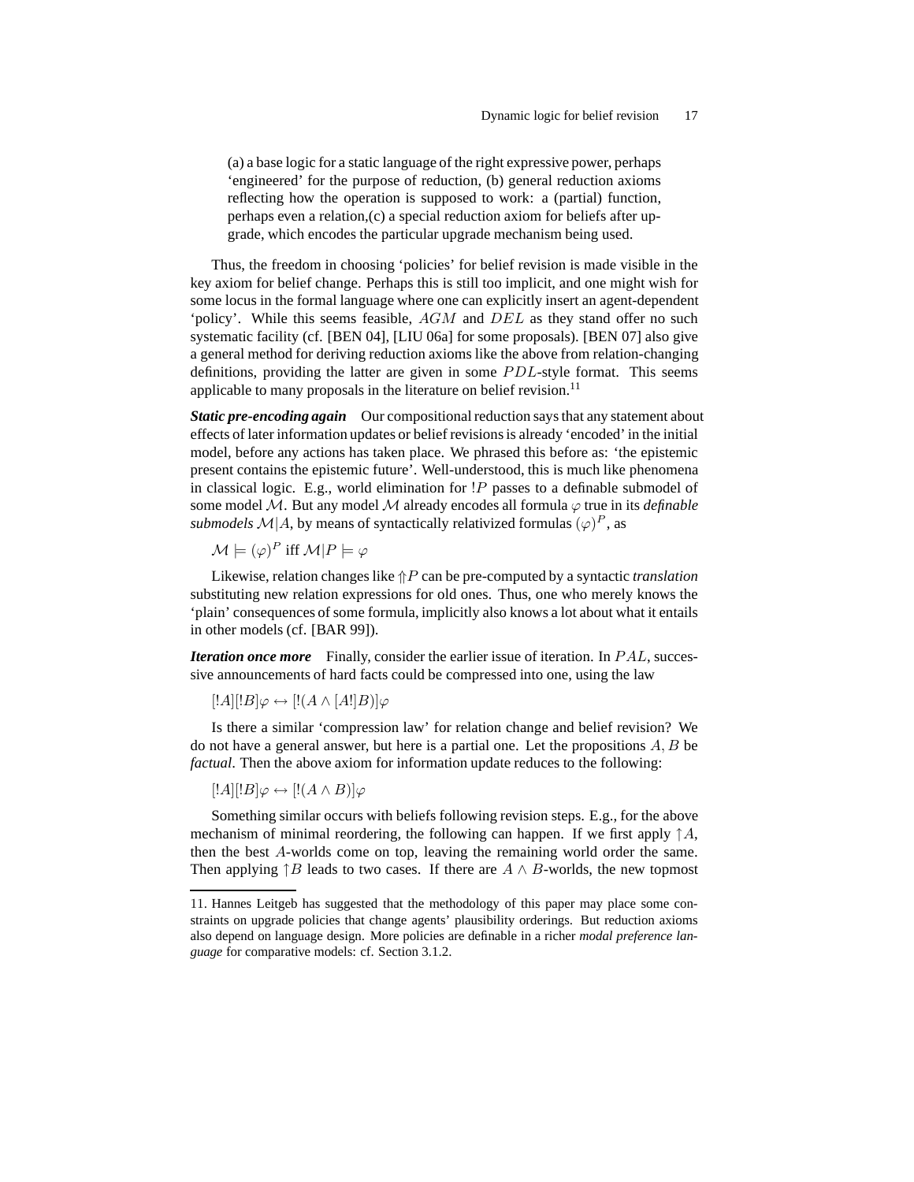(a) a base logic for a static language of the right expressive power, perhaps 'engineered' for the purpose of reduction, (b) general reduction axioms reflecting how the operation is supposed to work: a (partial) function, perhaps even a relation,(c) a special reduction axiom for beliefs after upgrade, which encodes the particular upgrade mechanism being used.

Thus, the freedom in choosing 'policies' for belief revision is made visible in the key axiom for belief change. Perhaps this is still too implicit, and one might wish for some locus in the formal language where one can explicitly insert an agent-dependent 'policy'. While this seems feasible, $AGM$ and $DEL$ as they stand offer no such systematic facility (cf. [BEN 04], [LIU 06a] for some proposals). [BEN 07] also give a general method for deriving reduction axioms like the above from relation-changing definitions, providing the latter are given in some $PDL$-style format. This seems applicable to many proposals in the literature on belief revision.[11]

***Static pre-encoding again*** Our compositional reduction says that any statement about effects of later information updates or belief revisions is already 'encoded' in the initial model, before any actions has taken place. We phrased this before as: 'the epistemic present contains the epistemic future'. Well-understood, this is much like phenomena in classical logic. E.g., world elimination for $!P$ passes to a definable submodel of some model $\mathcal{M}$. But any model $\mathcal{M}$ already encodes all formula $\varphi$ true in its *definable submodels* $\mathcal{M}|A$, by means of syntactically relativized formulas $(\varphi)^P$, as

$\mathcal{M} \models (\varphi)^P$ iff $\mathcal{M}|P \models \varphi$

Likewise, relation changes like $\Uparrow P$ can be pre-computed by a syntactic *translation* substituting new relation expressions for old ones. Thus, one who merely knows the 'plain' consequences of some formula, implicitly also knows a lot about what it entails in other models (cf. [BAR 99]).

***Iteration once more*** Finally, consider the earlier issue of iteration. In $PAL$, successive announcements of hard facts could be compressed into one, using the law

$[!A][!B]\varphi \leftrightarrow [!(A \wedge [A!]B)]\varphi$

Is there a similar 'compression law' for relation change and belief revision? We do not have a general answer, but here is a partial one. Let the propositions $A, B$ be *factual*. Then the above axiom for information update reduces to the following:

$[!A][!B]\varphi \leftrightarrow [!(A \wedge B)]\varphi$

Something similar occurs with beliefs following revision steps. E.g., for the above mechanism of minimal reordering, the following can happen. If we first apply $\uparrow A$, then the best $A$-worlds come on top, leaving the remaining world order the same. Then applying $\uparrow B$ leads to two cases. If there are $A \wedge B$-worlds, the new topmost

11. Hannes Leitgeb has suggested that the methodology of this paper may place some constraints on upgrade policies that change agents' plausibility orderings. But reduction axioms also depend on language design. More policies are definable in a richer *modal preference language* for comparative models: cf. Section 3.1.2.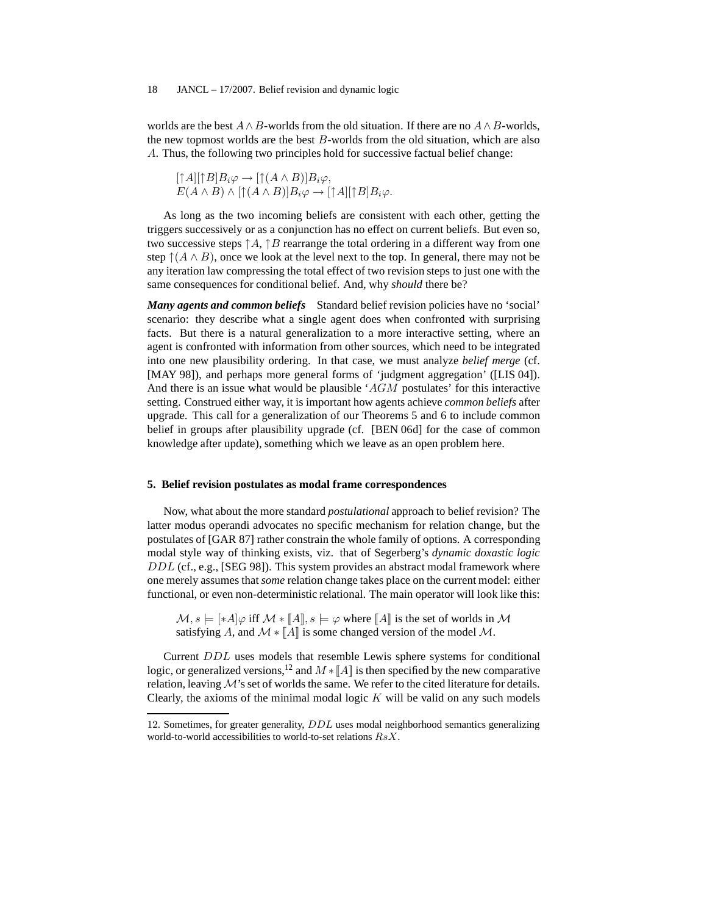worlds are the best $A \wedge B$-worlds from the old situation. If there are no $A \wedge B$-worlds, the new topmost worlds are the best $B$-worlds from the old situation, which are also $A$. Thus, the following two principles hold for successive factual belief change:

$$[\uparrow A][\uparrow B]B_i\varphi \rightarrow [\uparrow(A \wedge B)]B_i\varphi,$$
$$E(A \wedge B) \wedge [\uparrow(A \wedge B)]B_i\varphi \rightarrow [\uparrow A][\uparrow B]B_i\varphi.$$

As long as the two incoming beliefs are consistent with each other, getting the triggers successively or as a conjunction has no effect on current beliefs. But even so, two successive steps $\uparrow A$, $\uparrow B$ rearrange the total ordering in a different way from one step $\uparrow(A \wedge B)$, once we look at the level next to the top. In general, there may not be any iteration law compressing the total effect of two revision steps to just one with the same consequences for conditional belief. And, why *should* there be?

***Many agents and common beliefs*** Standard belief revision policies have no 'social' scenario: they describe what a single agent does when confronted with surprising facts. But there is a natural generalization to a more interactive setting, where an agent is confronted with information from other sources, which need to be integrated into one new plausibility ordering. In that case, we must analyze *belief merge* (cf. [MAY 98]), and perhaps more general forms of 'judgment aggregation' ([LIS 04]). And there is an issue what would be plausible '$AGM$ postulates' for this interactive setting. Construed either way, it is important how agents achieve *common beliefs* after upgrade. This call for a generalization of our Theorems 5 and 6 to include common belief in groups after plausibility upgrade (cf. [BEN 06d] for the case of common knowledge after update), something which we leave as an open problem here.

## 5. Belief revision postulates as modal frame correspondences

Now, what about the more standard *postulational* approach to belief revision? The latter modus operandi advocates no specific mechanism for relation change, but the postulates of [GAR 87] rather constrain the whole family of options. A corresponding modal style way of thinking exists, viz. that of Segerberg's *dynamic doxastic logic* $DDL$ (cf., e.g., [SEG 98]). This system provides an abstract modal framework where one merely assumes that *some* relation change takes place on the current model: either functional, or even non-deterministic relational. The main operator will look like this:

> $\mathcal{M}, s \models [*A]\varphi$ iff $\mathcal{M} * [\![A]\!], s \models \varphi$ where $[\![A]\!]$ is the set of worlds in $\mathcal{M}$ satisfying $A$, and $\mathcal{M} * [\![A]\!]$ is some changed version of the model $\mathcal{M}$.

Current $DDL$ uses models that resemble Lewis sphere systems for conditional logic, or generalized versions,[12] and $M * [\![A]\!]$ is then specified by the new comparative relation, leaving $\mathcal{M}$'s set of worlds the same. We refer to the cited literature for details. Clearly, the axioms of the minimal modal logic $K$ will be valid on any such models

12. Sometimes, for greater generality, $DDL$ uses modal neighborhood semantics generalizing world-to-world accessibilities to world-to-set relations $RsX$.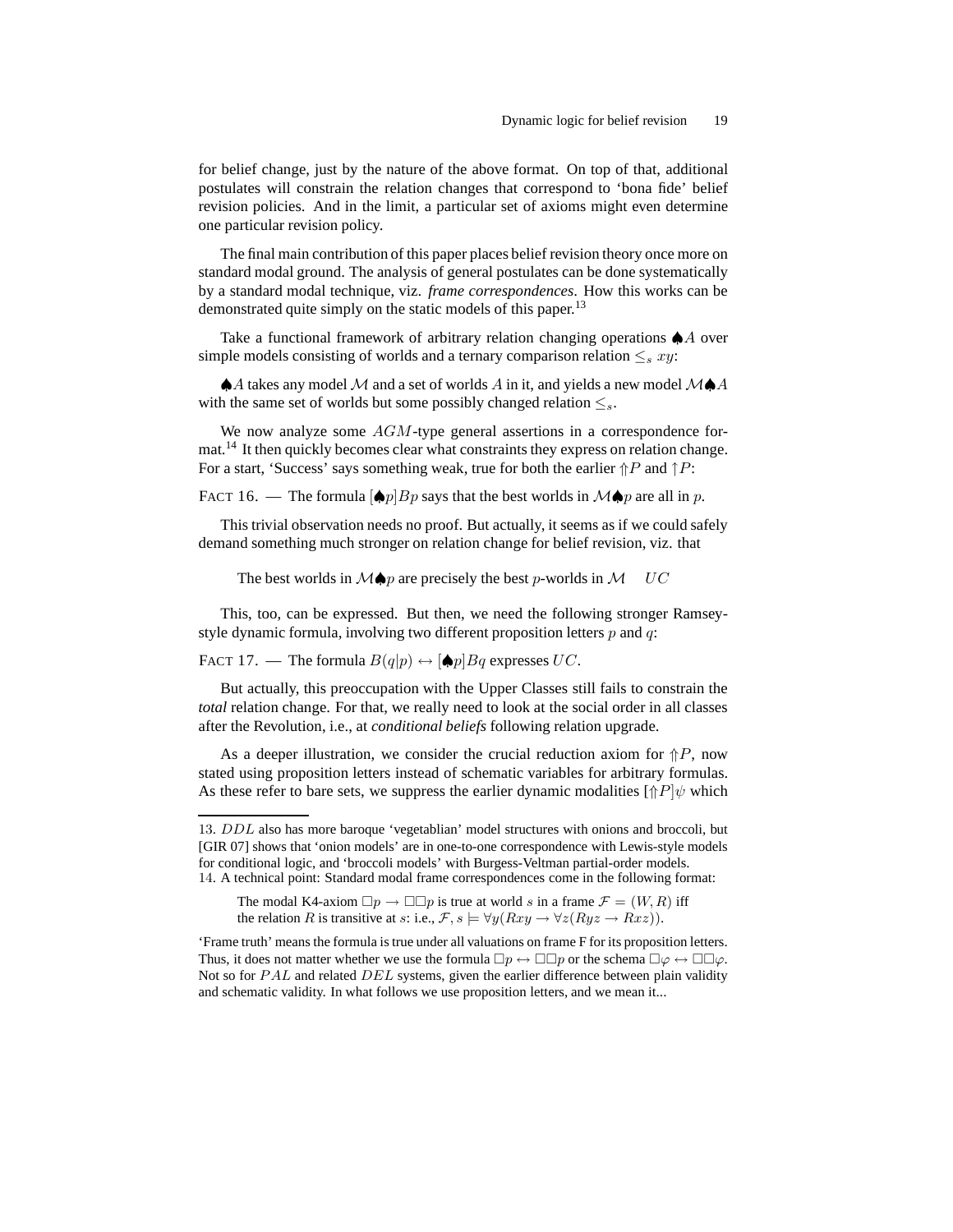for belief change, just by the nature of the above format. On top of that, additional postulates will constrain the relation changes that correspond to 'bona fide' belief revision policies. And in the limit, a particular set of axioms might even determine one particular revision policy.

The final main contribution of this paper places belief revision theory once more on standard modal ground. The analysis of general postulates can be done systematically by a standard modal technique, viz. *frame correspondences*. How this works can be demonstrated quite simply on the static models of this paper.[13]

Take a functional framework of arbitrary relation changing operations $\spadesuit A$ over simple models consisting of worlds and a ternary comparison relation $\leq_s xy$:

$\spadesuit A$ takes any model $\mathcal{M}$ and a set of worlds $A$ in it, and yields a new model $\mathcal{M}\spadesuit A$ with the same set of worlds but some possibly changed relation $\leq_s$.

We now analyze some $AGM$-type general assertions in a correspondence format.[14] It then quickly becomes clear what constraints they express on relation change. For a start, 'Success' says something weak, true for both the earlier $\Uparrow P$ and $\uparrow P$:

FACT 16. — The formula $[\spadesuit p]Bp$ says that the best worlds in $\mathcal{M}\spadesuit p$ are all in $p$.

This trivial observation needs no proof. But actually, it seems as if we could safely demand something much stronger on relation change for belief revision, viz. that

The best worlds in $\mathcal{M}\spadesuit p$ are precisely the best $p$-worlds in $\mathcal{M}$ $\quad UC$

This, too, can be expressed. But then, we need the following stronger Ramsey-style dynamic formula, involving two different proposition letters $p$ and $q$:

FACT 17. — The formula $B(q|p) \leftrightarrow [\spadesuit p]Bq$ expresses $UC$.

But actually, this preoccupation with the Upper Classes still fails to constrain the ***total*** relation change. For that, we really need to look at the social order in all classes after the Revolution, i.e., at ***conditional beliefs*** following relation upgrade.

As a deeper illustration, we consider the crucial reduction axiom for $\Uparrow P$, now stated using proposition letters instead of schematic variables for arbitrary formulas. As these refer to bare sets, we suppress the earlier dynamic modalities $[\Uparrow P]\psi$ which

---

13. $DDL$ also has more baroque 'vegetablian' model structures with onions and broccoli, but [GIR 07] shows that 'onion models' are in one-to-one correspondence with Lewis-style models for conditional logic, and 'broccoli models' with Burgess-Veltman partial-order models.

14. A technical point: Standard modal frame correspondences come in the following format:

The modal K4-axiom $\Box p \rightarrow \Box\Box p$ is true at world $s$ in a frame $\mathcal{F} = (W, R)$ iff the relation $R$ is transitive at $s$: i.e., $\mathcal{F}, s \models \forall y(Rxy \rightarrow \forall z(Ryz \rightarrow Rxz))$.

'Frame truth' means the formula is true under all valuations on frame F for its proposition letters. Thus, it does not matter whether we use the formula $\Box p \leftrightarrow \Box\Box p$ or the schema $\Box\varphi \leftrightarrow \Box\Box\varphi$. Not so for $PAL$ and related $DEL$ systems, given the earlier difference between plain validity and schematic validity. In what follows we use proposition letters, and we mean it...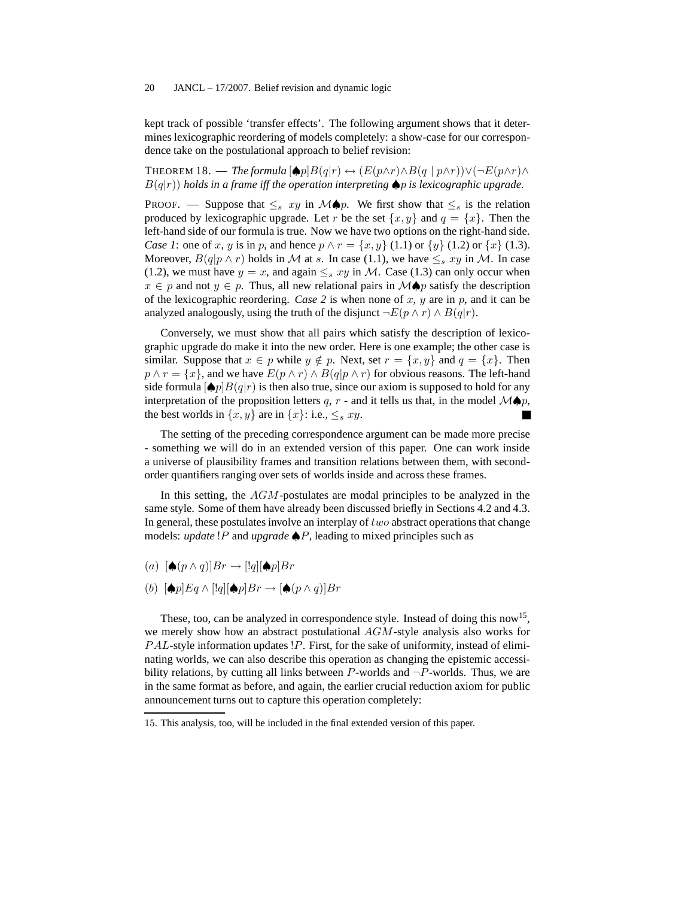kept track of possible 'transfer effects'. The following argument shows that it determines lexicographic reordering of models completely: a show-case for our correspondence take on the postulational approach to belief revision:

THEOREM 18. — *The formula* $[\spadesuit p]B(q|r) \leftrightarrow (E(p \wedge r) \wedge B(q \mid p \wedge r)) \vee (\neg E(p \wedge r) \wedge B(q|r))$ *holds in a frame iff the operation interpreting* $\spadesuit p$ *is lexicographic upgrade.*

PROOF. — Suppose that $\leq_s xy$ in $\mathcal{M}\spadesuit p$. We first show that $\leq_s$ is the relation produced by lexicographic upgrade. Let $r$ be the set $\{x, y\}$ and $q = \{x\}$. Then the left-hand side of our formula is true. Now we have two options on the right-hand side. *Case 1*: one of $x$, $y$ is in $p$, and hence $p \wedge r = \{x, y\}$ (1.1) or $\{y\}$ (1.2) or $\{x\}$ (1.3). Moreover, $B(q|p \wedge r)$ holds in $\mathcal{M}$ at $s$. In case (1.1), we have $\leq_s xy$ in $\mathcal{M}$. In case (1.2), we must have $y = x$, and again $\leq_s xy$ in $\mathcal{M}$. Case (1.3) can only occur when $x \in p$ and not $y \in p$. Thus, all new relational pairs in $\mathcal{M}\spadesuit p$ satisfy the description of the lexicographic reordering. *Case 2* is when none of $x$, $y$ are in $p$, and it can be analyzed analogously, using the truth of the disjunct $\neg E(p \wedge r) \wedge B(q|r)$.

Conversely, we must show that all pairs which satisfy the description of lexicographic upgrade do make it into the new order. Here is one example; the other case is similar. Suppose that $x \in p$ while $y \notin p$. Next, set $r = \{x, y\}$ and $q = \{x\}$. Then $p \wedge r = \{x\}$, and we have $E(p \wedge r) \wedge B(q|p \wedge r)$ for obvious reasons. The left-hand side formula $[\spadesuit p]B(q|r)$ is then also true, since our axiom is supposed to hold for any interpretation of the proposition letters $q$, $r$ - and it tells us that, in the model $\mathcal{M}\spadesuit p$, the best worlds in $\{x, y\}$ are in $\{x\}$: i.e., $\leq_s xy$. ■

The setting of the preceding correspondence argument can be made more precise - something we will do in an extended version of this paper. One can work inside a universe of plausibility frames and transition relations between them, with second-order quantifiers ranging over sets of worlds inside and across these frames.

In this setting, the $AGM$-postulates are modal principles to be analyzed in the same style. Some of them have already been discussed briefly in Sections 4.2 and 4.3. In general, these postulates involve an interplay of $two$ abstract operations that change models: *update* $!P$ and *upgrade* $\spadesuit P$, leading to mixed principles such as

$(a)$ $[\spadesuit(p \wedge q)]Br \rightarrow [!q][\spadesuit p]Br$

$(b)$ $[\spadesuit p]Eq \wedge [!q][\spadesuit p]Br \rightarrow [\spadesuit(p \wedge q)]Br$

These, too, can be analyzed in correspondence style. Instead of doing this now[15], we merely show how an abstract postulational $AGM$-style analysis also works for $PAL$-style information updates $!P$. First, for the sake of uniformity, instead of eliminating worlds, we can also describe this operation as changing the epistemic accessibility relations, by cutting all links between $P$-worlds and $\neg P$-worlds. Thus, we are in the same format as before, and again, the earlier crucial reduction axiom for public announcement turns out to capture this operation completely:

15. This analysis, too, will be included in the final extended version of this paper.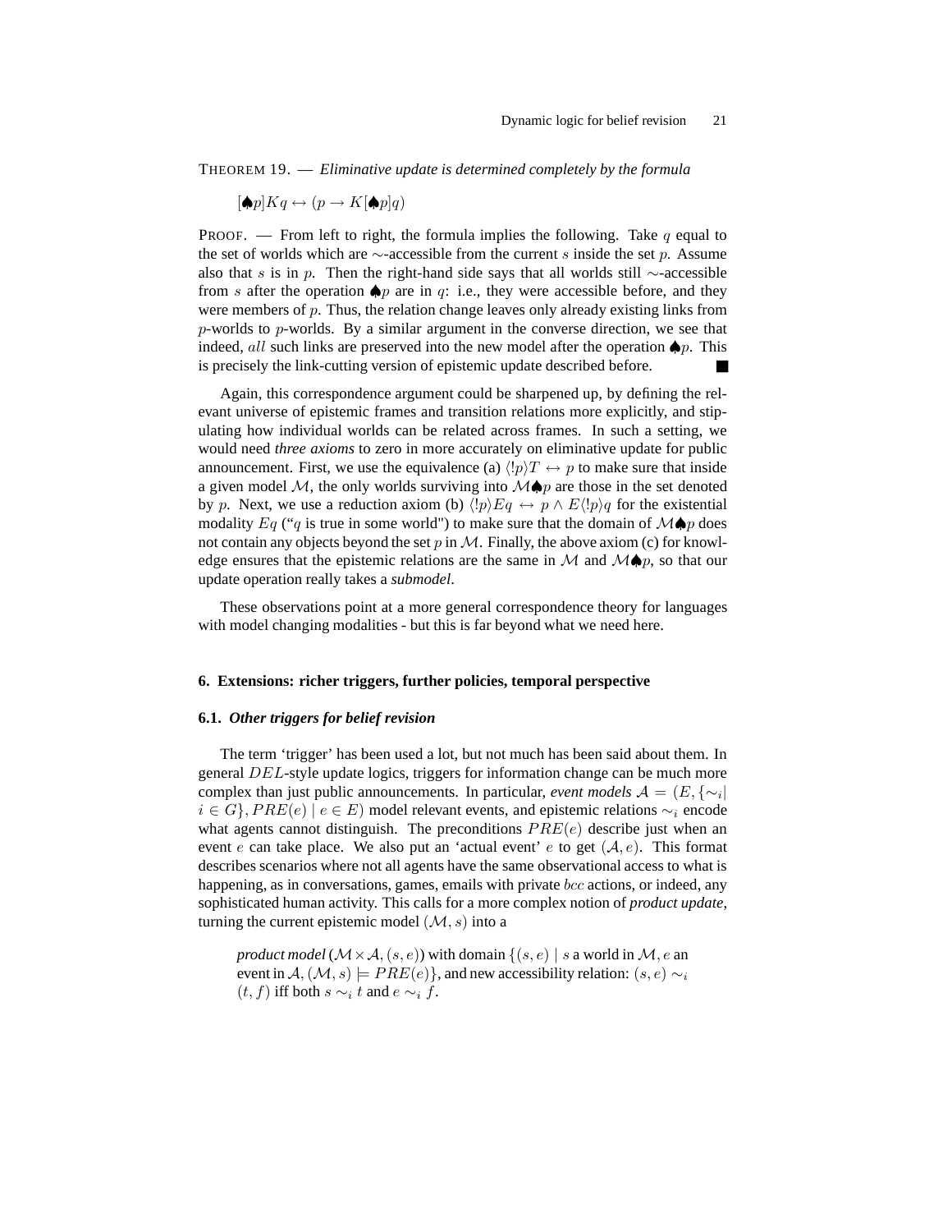THEOREM 19. — *Eliminative update is determined completely by the formula*

$$[\spadesuit p]Kq \leftrightarrow (p \rightarrow K[\spadesuit p]q)$$

PROOF. — From left to right, the formula implies the following. Take $q$ equal to the set of worlds which are $\sim$-accessible from the current $s$ inside the set $p$. Assume also that $s$ is in $p$. Then the right-hand side says that all worlds still $\sim$-accessible from $s$ after the operation $\spadesuit p$ are in $q$: i.e., they were accessible before, and they were members of $p$. Thus, the relation change leaves only already existing links from $p$-worlds to $p$-worlds. By a similar argument in the converse direction, we see that indeed, $all$ such links are preserved into the new model after the operation $\spadesuit p$. This is precisely the link-cutting version of epistemic update described before. ∎

Again, this correspondence argument could be sharpened up, by defining the relevant universe of epistemic frames and transition relations more explicitly, and stipulating how individual worlds can be related across frames. In such a setting, we would need *three axioms* to zero in more accurately on eliminative update for public announcement. First, we use the equivalence (a) $\langle !p\rangle T \leftrightarrow p$ to make sure that inside a given model $\mathcal{M}$, the only worlds surviving into $\mathcal{M}\spadesuit p$ are those in the set denoted by $p$. Next, we use a reduction axiom (b) $\langle !p\rangle Eq \leftrightarrow p \wedge E\langle !p\rangle q$ for the existential modality $Eq$ ("$q$ is true in some world") to make sure that the domain of $\mathcal{M}\spadesuit p$ does not contain any objects beyond the set $p$ in $\mathcal{M}$. Finally, the above axiom (c) for knowledge ensures that the epistemic relations are the same in $\mathcal{M}$ and $\mathcal{M}\spadesuit p$, so that our update operation really takes a *submodel*.

These observations point at a more general correspondence theory for languages with model changing modalities - but this is far beyond what we need here.

## 6. Extensions: richer triggers, further policies, temporal perspective

### 6.1. *Other triggers for belief revision*

The term 'trigger' has been used a lot, but not much has been said about them. In general $DEL$-style update logics, triggers for information change can be much more complex than just public announcements. In particular, *event models* $\mathcal{A} = (E, \{\sim_i | i \in G\}, PRE(e) \mid e \in E)$ model relevant events, and epistemic relations $\sim_i$ encode what agents cannot distinguish. The preconditions $PRE(e)$ describe just when an event $e$ can take place. We also put an 'actual event' $e$ to get $(\mathcal{A}, e)$. This format describes scenarios where not all agents have the same observational access to what is happening, as in conversations, games, emails with private $bcc$ actions, or indeed, any sophisticated human activity. This calls for a more complex notion of *product update*, turning the current epistemic model $(\mathcal{M}, s)$ into a

> *product model* $(\mathcal{M} \times \mathcal{A}, (s, e))$ with domain $\{(s, e) \mid s$ a world in $\mathcal{M}, e$ an event in $\mathcal{A}, (\mathcal{M}, s) \models PRE(e)\}$, and new accessibility relation: $(s, e) \sim_i (t, f)$ iff both $s \sim_i t$ and $e \sim_i f$.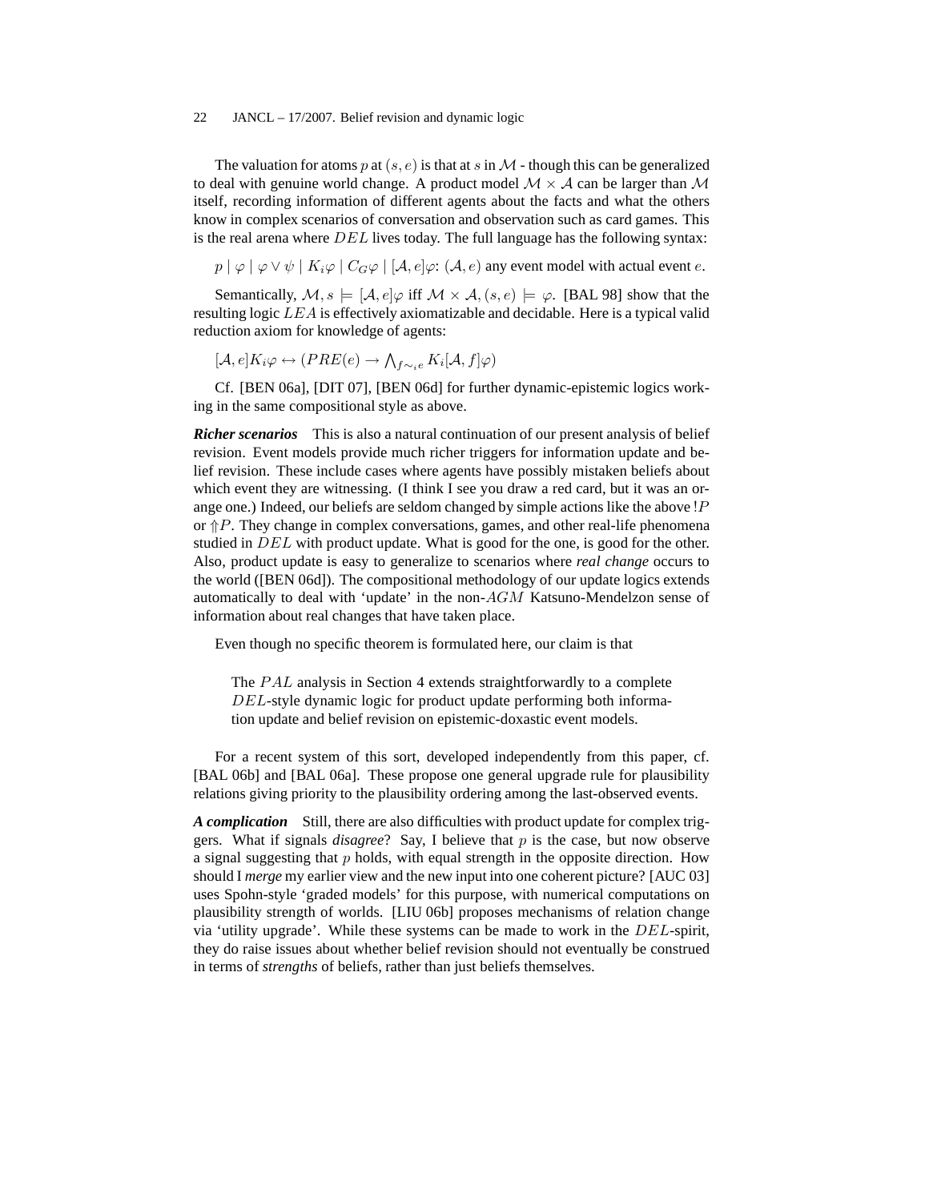The valuation for atoms $p$ at $(s, e)$ is that at $s$ in $\mathcal{M}$ - though this can be generalized to deal with genuine world change. A product model $\mathcal{M} \times \mathcal{A}$ can be larger than $\mathcal{M}$ itself, recording information of different agents about the facts and what the others know in complex scenarios of conversation and observation such as card games. This is the real arena where $DEL$ lives today. The full language has the following syntax:

$p \mid \varphi \mid \varphi \vee \psi \mid K_i\varphi \mid C_G\varphi \mid [\mathcal{A}, e]\varphi$: $(\mathcal{A}, e)$ any event model with actual event $e$.

Semantically, $\mathcal{M}, s \models [\mathcal{A}, e]\varphi$ iff $\mathcal{M} \times \mathcal{A}, (s, e) \models \varphi$. [BAL 98] show that the resulting logic $LEA$ is effectively axiomatizable and decidable. Here is a typical valid reduction axiom for knowledge of agents:

$[\mathcal{A}, e]K_i\varphi \leftrightarrow (PRE(e) \rightarrow \bigwedge_{f \sim_i e} K_i[\mathcal{A}, f]\varphi)$

Cf. [BEN 06a], [DIT 07], [BEN 06d] for further dynamic-epistemic logics working in the same compositional style as above.

***Richer scenarios*** This is also a natural continuation of our present analysis of belief revision. Event models provide much richer triggers for information update and belief revision. These include cases where agents have possibly mistaken beliefs about which event they are witnessing. (I think I see you draw a red card, but it was an orange one.) Indeed, our beliefs are seldom changed by simple actions like the above $!P$ or $\Uparrow P$. They change in complex conversations, games, and other real-life phenomena studied in $DEL$ with product update. What is good for the one, is good for the other. Also, product update is easy to generalize to scenarios where *real change* occurs to the world ([BEN 06d]). The compositional methodology of our update logics extends automatically to deal with 'update' in the non-$AGM$ Katsuno-Mendelzon sense of information about real changes that have taken place.

Even though no specific theorem is formulated here, our claim is that

> The $PAL$ analysis in Section 4 extends straightforwardly to a complete $DEL$-style dynamic logic for product update performing both information update and belief revision on epistemic-doxastic event models.

For a recent system of this sort, developed independently from this paper, cf. [BAL 06b] and [BAL 06a]. These propose one general upgrade rule for plausibility relations giving priority to the plausibility ordering among the last-observed events.

***A complication*** Still, there are also difficulties with product update for complex triggers. What if signals *disagree*? Say, I believe that $p$ is the case, but now observe a signal suggesting that $p$ holds, with equal strength in the opposite direction. How should I *merge* my earlier view and the new input into one coherent picture? [AUC 03] uses Spohn-style 'graded models' for this purpose, with numerical computations on plausibility strength of worlds. [LIU 06b] proposes mechanisms of relation change via 'utility upgrade'. While these systems can be made to work in the $DEL$-spirit, they do raise issues about whether belief revision should not eventually be construed in terms of *strengths* of beliefs, rather than just beliefs themselves.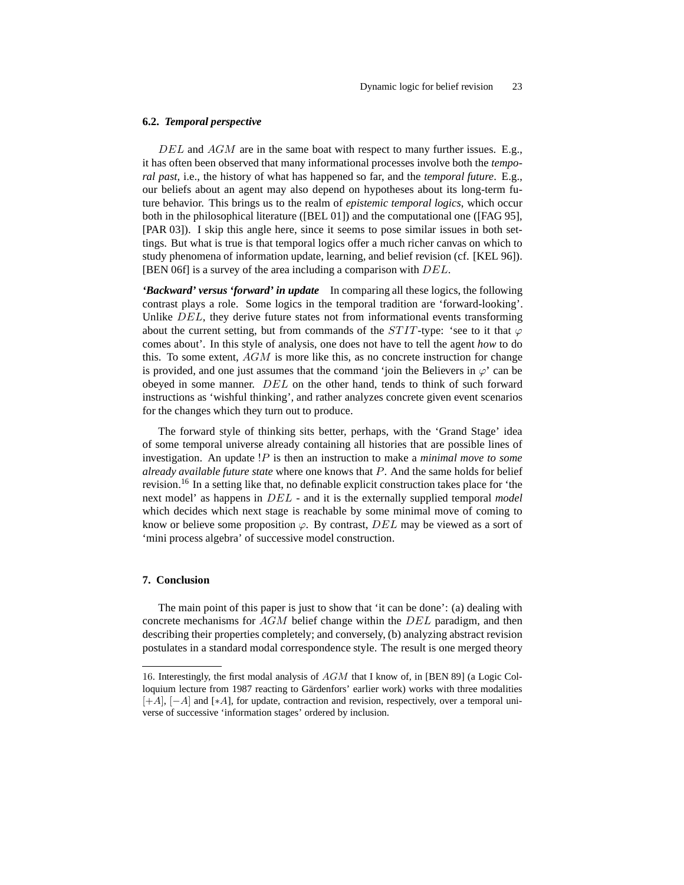### 6.2. *Temporal perspective*

$DEL$ and $AGM$ are in the same boat with respect to many further issues. E.g., it has often been observed that many informational processes involve both the *temporal past*, i.e., the history of what has happened so far, and the *temporal future*. E.g., our beliefs about an agent may also depend on hypotheses about its long-term future behavior. This brings us to the realm of *epistemic temporal logics*, which occur both in the philosophical literature ([BEL 01]) and the computational one ([FAG 95], [PAR 03]). I skip this angle here, since it seems to pose similar issues in both settings. But what is true is that temporal logics offer a much richer canvas on which to study phenomena of information update, learning, and belief revision (cf. [KEL 96]). [BEN 06f] is a survey of the area including a comparison with $DEL$.

***'Backward' versus 'forward' in update*** In comparing all these logics, the following contrast plays a role. Some logics in the temporal tradition are 'forward-looking'. Unlike $DEL$, they derive future states not from informational events transforming about the current setting, but from commands of the $STIT$-type: 'see to it that $\varphi$ comes about'. In this style of analysis, one does not have to tell the agent *how* to do this. To some extent, $AGM$ is more like this, as no concrete instruction for change is provided, and one just assumes that the command 'join the Believers in $\varphi$' can be obeyed in some manner. $DEL$ on the other hand, tends to think of such forward instructions as 'wishful thinking', and rather analyzes concrete given event scenarios for the changes which they turn out to produce.

The forward style of thinking sits better, perhaps, with the 'Grand Stage' idea of some temporal universe already containing all histories that are possible lines of investigation. An update $!P$ is then an instruction to make a *minimal move to some already available future state* where one knows that $P$. And the same holds for belief revision.[16] In a setting like that, no definable explicit construction takes place for 'the next model' as happens in $DEL$ - and it is the externally supplied temporal *model* which decides which next stage is reachable by some minimal move of coming to know or believe some proposition $\varphi$. By contrast, $DEL$ may be viewed as a sort of 'mini process algebra' of successive model construction.

## 7. Conclusion

The main point of this paper is just to show that 'it can be done': (a) dealing with concrete mechanisms for $AGM$ belief change within the $DEL$ paradigm, and then describing their properties completely; and conversely, (b) analyzing abstract revision postulates in a standard modal correspondence style. The result is one merged theory

16. Interestingly, the first modal analysis of $AGM$ that I know of, in [BEN 89] (a Logic Colloquium lecture from 1987 reacting to Gärdenfors' earlier work) works with three modalities $[+A]$, $[-A]$ and $[*A]$, for update, contraction and revision, respectively, over a temporal universe of successive 'information stages' ordered by inclusion.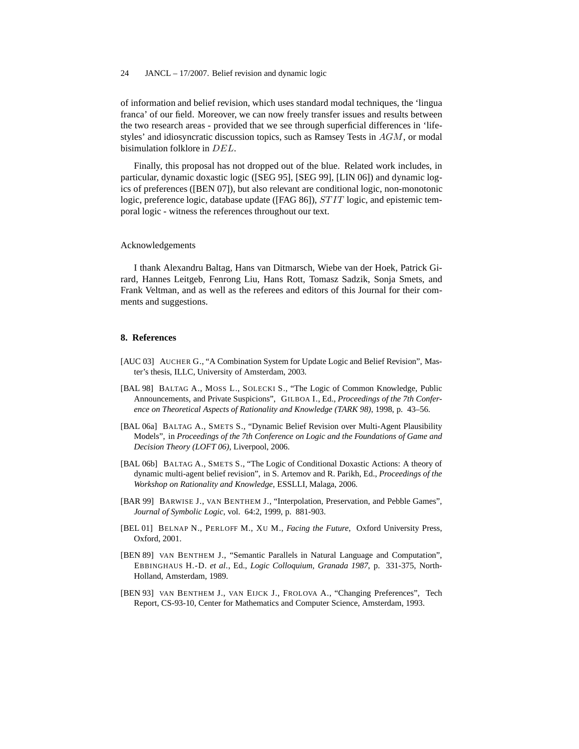of information and belief revision, which uses standard modal techniques, the 'lingua franca' of our field. Moreover, we can now freely transfer issues and results between the two research areas - provided that we see through superficial differences in 'life-styles' and idiosyncratic discussion topics, such as Ramsey Tests in $AGM$, or modal bisimulation folklore in $DEL$.

Finally, this proposal has not dropped out of the blue. Related work includes, in particular, dynamic doxastic logic ([SEG 95], [SEG 99], [LIN 06]) and dynamic logics of preferences ([BEN 07]), but also relevant are conditional logic, non-monotonic logic, preference logic, database update ([FAG 86]), $STIT$ logic, and epistemic temporal logic - witness the references throughout our text.

Acknowledgements

I thank Alexandru Baltag, Hans van Ditmarsch, Wiebe van der Hoek, Patrick Girard, Hannes Leitgeb, Fenrong Liu, Hans Rott, Tomasz Sadzik, Sonja Smets, and Frank Veltman, and as well as the referees and editors of this Journal for their comments and suggestions.

## 8. References

[AUC 03] AUCHER G., "A Combination System for Update Logic and Belief Revision", Master's thesis, ILLC, University of Amsterdam, 2003.

[BAL 98] BALTAG A., MOSS L., SOLECKI S., "The Logic of Common Knowledge, Public Announcements, and Private Suspicions", GILBOA I., Ed., *Proceedings of the 7th Conference on Theoretical Aspects of Rationality and Knowledge (TARK 98)*, 1998, p. 43–56.

[BAL 06a] BALTAG A., SMETS S., "Dynamic Belief Revision over Multi-Agent Plausibility Models", in *Proceedings of the 7th Conference on Logic and the Foundations of Game and Decision Theory (LOFT 06)*, Liverpool, 2006.

[BAL 06b] BALTAG A., SMETS S., "The Logic of Conditional Doxastic Actions: A theory of dynamic multi-agent belief revision", in S. Artemov and R. Parikh, Ed., *Proceedings of the Workshop on Rationality and Knowledge*, ESSLLI, Malaga, 2006.

[BAR 99] BARWISE J., VAN BENTHEM J., "Interpolation, Preservation, and Pebble Games", *Journal of Symbolic Logic*, vol. 64:2, 1999, p. 881-903.

[BEL 01] BELNAP N., PERLOFF M., XU M., *Facing the Future*, Oxford University Press, Oxford, 2001.

[BEN 89] VAN BENTHEM J., "Semantic Parallels in Natural Language and Computation", EBBINGHAUS H.-D. *et al.*, Ed., *Logic Colloquium, Granada 1987*, p. 331-375, North-Holland, Amsterdam, 1989.

[BEN 93] VAN BENTHEM J., VAN EIJCK J., FROLOVA A., "Changing Preferences", Tech Report, CS-93-10, Center for Mathematics and Computer Science, Amsterdam, 1993.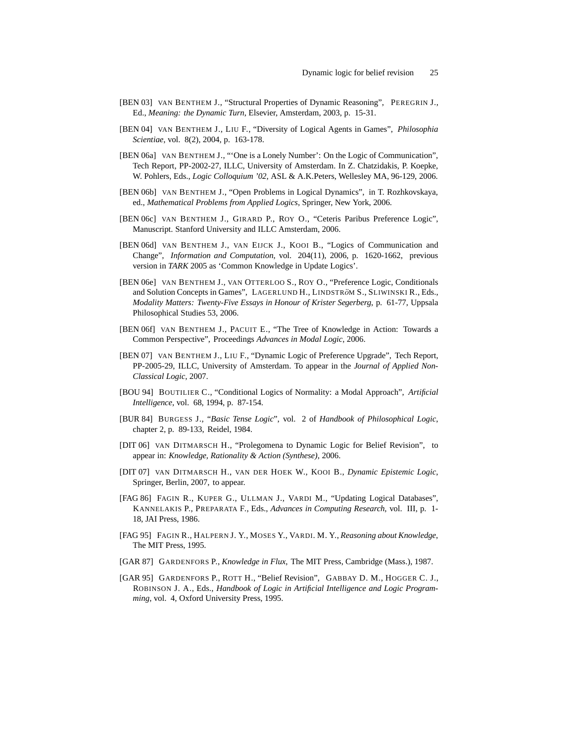[BEN 03] van Benthem J., "Structural Properties of Dynamic Reasoning", Peregrin J., Ed., *Meaning: the Dynamic Turn*, Elsevier, Amsterdam, 2003, p. 15-31.

[BEN 04] van Benthem J., Liu F., "Diversity of Logical Agents in Games", *Philosophia Scientiae*, vol. 8(2), 2004, p. 163-178.

[BEN 06a] van Benthem J., "'One is a Lonely Number': On the Logic of Communication", Tech Report, PP-2002-27, ILLC, University of Amsterdam. In Z. Chatzidakis, P. Koepke, W. Pohlers, Eds., *Logic Colloquium '02*, ASL & A.K.Peters, Wellesley MA, 96-129, 2006.

[BEN 06b] van Benthem J., "Open Problems in Logical Dynamics", in T. Rozhkovskaya, ed., *Mathematical Problems from Applied Logics*, Springer, New York, 2006.

[BEN 06c] van Benthem J., Girard P., Roy O., "Ceteris Paribus Preference Logic", Manuscript. Stanford University and ILLC Amsterdam, 2006.

[BEN 06d] van Benthem J., van Eijck J., Kooi B., "Logics of Communication and Change", *Information and Computation*, vol. 204(11), 2006, p. 1620-1662, previous version in *TARK* 2005 as 'Common Knowledge in Update Logics'.

[BEN 06e] van Benthem J., van Otterloo S., Roy O., "Preference Logic, Conditionals and Solution Concepts in Games", Lagerlund H., Lindström S., Sliwinski R., Eds., *Modality Matters: Twenty-Five Essays in Honour of Krister Segerberg*, p. 61-77, Uppsala Philosophical Studies 53, 2006.

[BEN 06f] van Benthem J., Pacuit E., "The Tree of Knowledge in Action: Towards a Common Perspective", Proceedings *Advances in Modal Logic*, 2006.

[BEN 07] van Benthem J., Liu F., "Dynamic Logic of Preference Upgrade", Tech Report, PP-2005-29, ILLC, University of Amsterdam. To appear in the *Journal of Applied Non-Classical Logic*, 2007.

[BOU 94] Boutilier C., "Conditional Logics of Normality: a Modal Approach", *Artificial Intelligence*, vol. 68, 1994, p. 87-154.

[BUR 84] Burgess J., "*Basic Tense Logic*", vol. 2 of *Handbook of Philosophical Logic*, chapter 2, p. 89-133, Reidel, 1984.

[DIT 06] van Ditmarsch H., "Prolegomena to Dynamic Logic for Belief Revision", to appear in: *Knowledge, Rationality & Action (Synthese)*, 2006.

[DIT 07] van Ditmarsch H., van der Hoek W., Kooi B., *Dynamic Epistemic Logic*, Springer, Berlin, 2007, to appear.

[FAG 86] Fagin R., Kuper G., Ullman J., Vardi M., "Updating Logical Databases", Kannelakis P., Preparata F., Eds., *Advances in Computing Research*, vol. III, p. 1-18, JAI Press, 1986.

[FAG 95] Fagin R., Halpern J. Y., Moses Y., Vardi. M. Y., *Reasoning about Knowledge*, The MIT Press, 1995.

[GAR 87] Gardenfors P., *Knowledge in Flux*, The MIT Press, Cambridge (Mass.), 1987.

[GAR 95] Gardenfors P., Rott H., "Belief Revision", Gabbay D. M., Hogger C. J., Robinson J. A., Eds., *Handbook of Logic in Artificial Intelligence and Logic Programming*, vol. 4, Oxford University Press, 1995.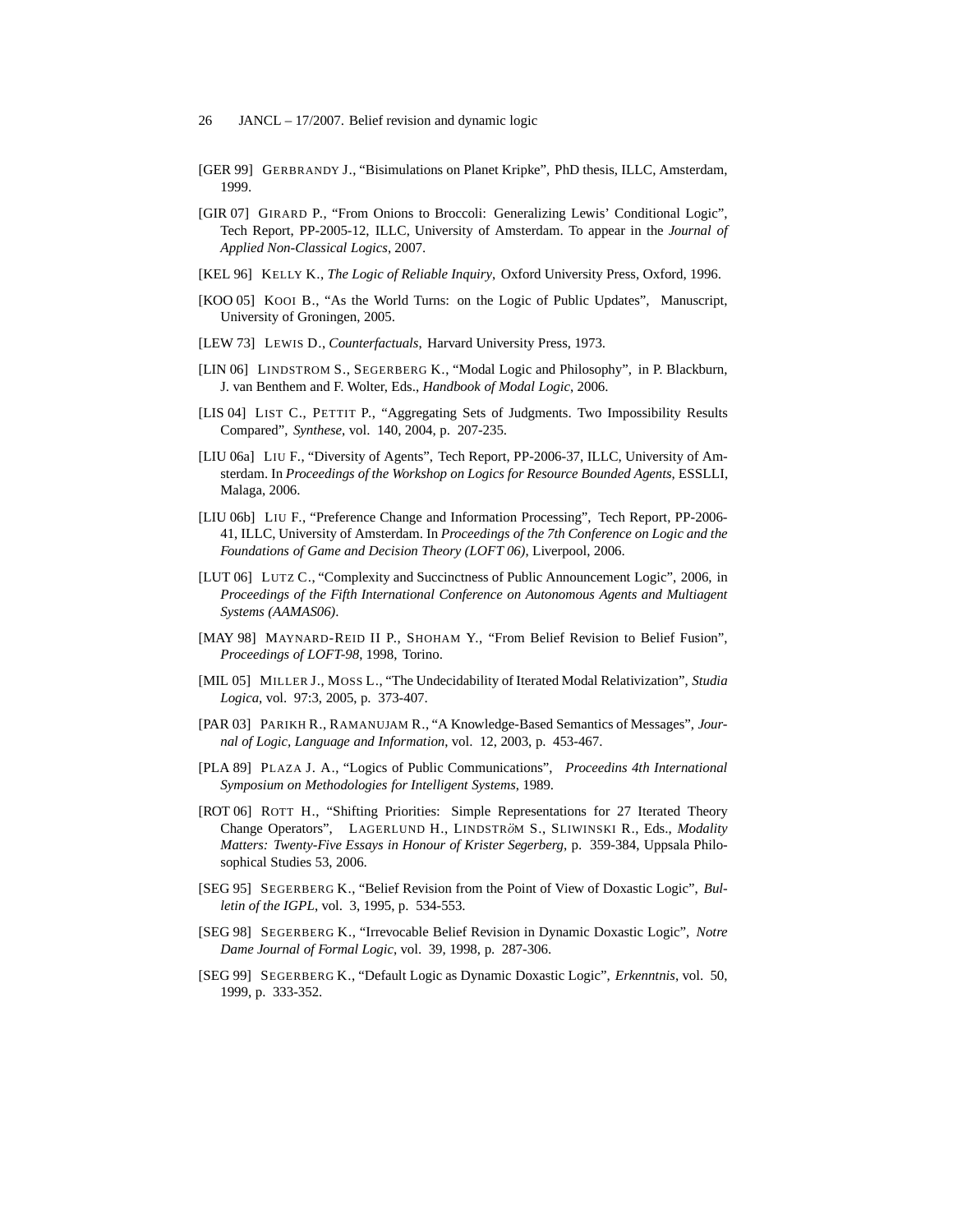[GER 99] GERBRANDY J., "Bisimulations on Planet Kripke", PhD thesis, ILLC, Amsterdam, 1999.

[GIR 07] GIRARD P., "From Onions to Broccoli: Generalizing Lewis' Conditional Logic", Tech Report, PP-2005-12, ILLC, University of Amsterdam. To appear in the *Journal of Applied Non-Classical Logics*, 2007.

[KEL 96] KELLY K., *The Logic of Reliable Inquiry*, Oxford University Press, Oxford, 1996.

[KOO 05] KOOI B., "As the World Turns: on the Logic of Public Updates", Manuscript, University of Groningen, 2005.

[LEW 73] LEWIS D., *Counterfactuals*, Harvard University Press, 1973.

[LIN 06] LINDSTROM S., SEGERBERG K., "Modal Logic and Philosophy", in P. Blackburn, J. van Benthem and F. Wolter, Eds., *Handbook of Modal Logic*, 2006.

[LIS 04] LIST C., PETTIT P., "Aggregating Sets of Judgments. Two Impossibility Results Compared", *Synthese*, vol. 140, 2004, p. 207-235.

[LIU 06a] LIU F., "Diversity of Agents", Tech Report, PP-2006-37, ILLC, University of Amsterdam. In *Proceedings of the Workshop on Logics for Resource Bounded Agents*, ESSLLI, Malaga, 2006.

[LIU 06b] LIU F., "Preference Change and Information Processing", Tech Report, PP-2006-41, ILLC, University of Amsterdam. In *Proceedings of the 7th Conference on Logic and the Foundations of Game and Decision Theory (LOFT 06)*, Liverpool, 2006.

[LUT 06] LUTZ C., "Complexity and Succinctness of Public Announcement Logic", 2006, in *Proceedings of the Fifth International Conference on Autonomous Agents and Multiagent Systems (AAMAS06)*.

[MAY 98] MAYNARD-REID II P., SHOHAM Y., "From Belief Revision to Belief Fusion", *Proceedings of LOFT-98*, 1998, Torino.

[MIL 05] MILLER J., MOSS L., "The Undecidability of Iterated Modal Relativization", *Studia Logica*, vol. 97:3, 2005, p. 373-407.

[PAR 03] PARIKH R., RAMANUJAM R., "A Knowledge-Based Semantics of Messages", *Journal of Logic, Language and Information*, vol. 12, 2003, p. 453-467.

[PLA 89] PLAZA J. A., "Logics of Public Communications", *Proceedins 4th International Symposium on Methodologies for Intelligent Systems*, 1989.

[ROT 06] ROTT H., "Shifting Priorities: Simple Representations for 27 Iterated Theory Change Operators", LAGERLUND H., LINDSTRöM S., SLIWINSKI R., Eds., *Modality Matters: Twenty-Five Essays in Honour of Krister Segerberg*, p. 359-384, Uppsala Philosophical Studies 53, 2006.

[SEG 95] SEGERBERG K., "Belief Revision from the Point of View of Doxastic Logic", *Bulletin of the IGPL*, vol. 3, 1995, p. 534-553.

[SEG 98] SEGERBERG K., "Irrevocable Belief Revision in Dynamic Doxastic Logic", *Notre Dame Journal of Formal Logic*, vol. 39, 1998, p. 287-306.

[SEG 99] SEGERBERG K., "Default Logic as Dynamic Doxastic Logic", *Erkenntnis*, vol. 50, 1999, p. 333-352.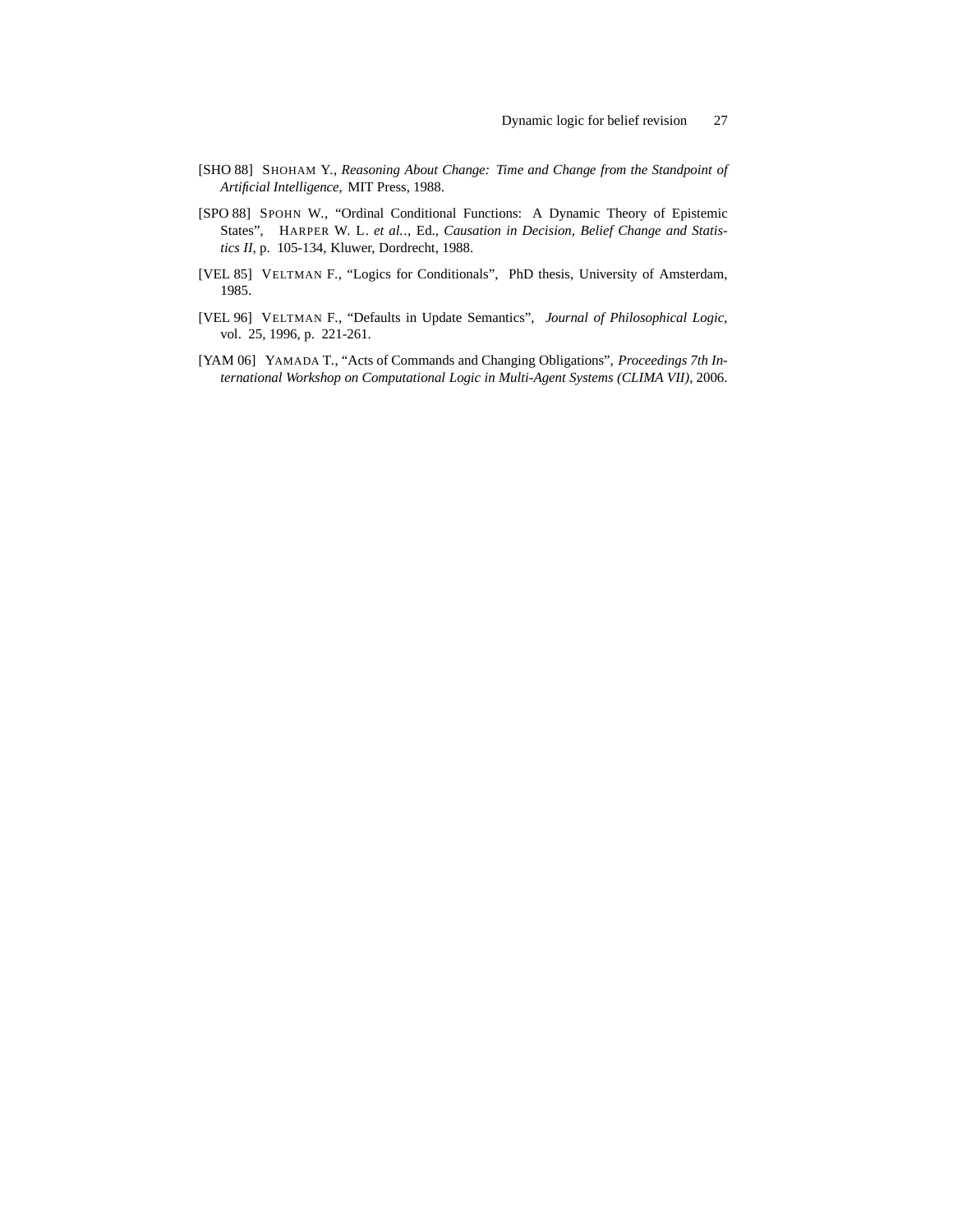[SHO 88] SHOHAM Y., *Reasoning About Change: Time and Change from the Standpoint of Artificial Intelligence*, MIT Press, 1988.

[SPO 88] SPOHN W., "Ordinal Conditional Functions: A Dynamic Theory of Epistemic States", HARPER W. L. *et al.*., Ed., *Causation in Decision, Belief Change and Statistics II*, p. 105-134, Kluwer, Dordrecht, 1988.

[VEL 85] VELTMAN F., "Logics for Conditionals", PhD thesis, University of Amsterdam, 1985.

[VEL 96] VELTMAN F., "Defaults in Update Semantics", *Journal of Philosophical Logic*, vol. 25, 1996, p. 221-261.

[YAM 06] YAMADA T., "Acts of Commands and Changing Obligations", *Proceedings 7th International Workshop on Computational Logic in Multi-Agent Systems (CLIMA VII)*, 2006.